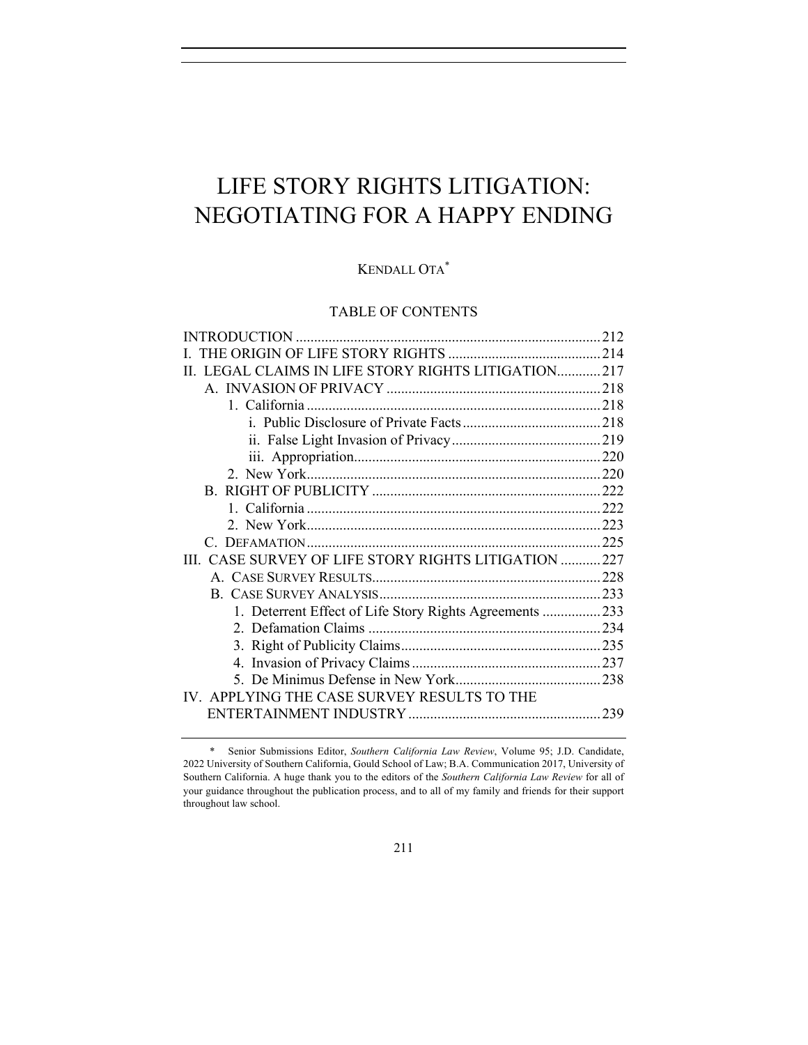# LIFE STORY RIGHTS LITIGATION: NEGOTIATING FOR A HAPPY ENDING

KENDALL OTA*

## TABLE OF CONTENTS

INTRODUCTION .......... 212
I. THE ORIGIN OF LIFE STORY RIGHTS .......... 214
II. LEGAL CLAIMS IN LIFE STORY RIGHTS LITIGATION .......... 217
  A. INVASION OF PRIVACY .......... 218
    1. California .......... 218
      i. Public Disclosure of Private Facts .......... 218
      ii. False Light Invasion of Privacy .......... 219
      iii. Appropriation .......... 220
    2. New York .......... 220
  B. RIGHT OF PUBLICITY .......... 222
    1. California .......... 222
    2. New York .......... 223
  C. DEFAMATION .......... 225
III. CASE SURVEY OF LIFE STORY RIGHTS LITIGATION .......... 227
  A. CASE SURVEY RESULTS .......... 228
  B. CASE SURVEY ANALYSIS .......... 233
    1. Deterrent Effect of Life Story Rights Agreements .......... 233
    2. Defamation Claims .......... 234
    3. Right of Publicity Claims .......... 235
    4. Invasion of Privacy Claims .......... 237
    5. De Minimus Defense in New York .......... 238
IV. APPLYING THE CASE SURVEY RESULTS TO THE ENTERTAINMENT INDUSTRY .......... 239

---

\* Senior Submissions Editor, *Southern California Law Review*, Volume 95; J.D. Candidate, 2022 University of Southern California, Gould School of Law; B.A. Communication 2017, University of Southern California. A huge thank you to the editors of the *Southern California Law Review* for all of your guidance throughout the publication process, and to all of my family and friends for their support throughout law school.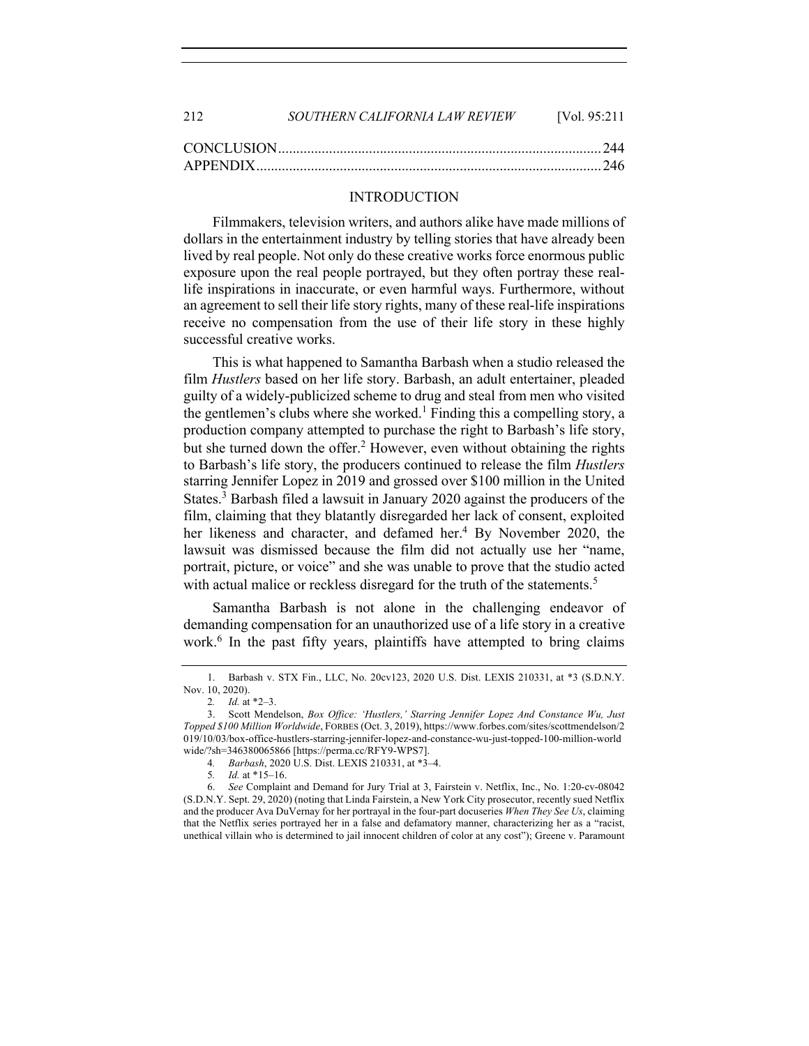| | |
|---|---|
| CONCLUSION | 244 |
| APPENDIX | 246 |

## INTRODUCTION

Filmmakers, television writers, and authors alike have made millions of dollars in the entertainment industry by telling stories that have already been lived by real people. Not only do these creative works force enormous public exposure upon the real people portrayed, but they often portray these real-life inspirations in inaccurate, or even harmful ways. Furthermore, without an agreement to sell their life story rights, many of these real-life inspirations receive no compensation from the use of their life story in these highly successful creative works.

This is what happened to Samantha Barbash when a studio released the film *Hustlers* based on her life story. Barbash, an adult entertainer, pleaded guilty of a widely-publicized scheme to drug and steal from men who visited the gentlemen's clubs where she worked.[1] Finding this a compelling story, a production company attempted to purchase the right to Barbash's life story, but she turned down the offer.[2] However, even without obtaining the rights to Barbash's life story, the producers continued to release the film *Hustlers* starring Jennifer Lopez in 2019 and grossed over $100 million in the United States.[3] Barbash filed a lawsuit in January 2020 against the producers of the film, claiming that they blatantly disregarded her lack of consent, exploited her likeness and character, and defamed her.[4] By November 2020, the lawsuit was dismissed because the film did not actually use her "name, portrait, picture, or voice" and she was unable to prove that the studio acted with actual malice or reckless disregard for the truth of the statements.[5]

Samantha Barbash is not alone in the challenging endeavor of demanding compensation for an unauthorized use of a life story in a creative work.[6] In the past fifty years, plaintiffs have attempted to bring claims

---

1. Barbash v. STX Fin., LLC, No. 20cv123, 2020 U.S. Dist. LEXIS 210331, at *3 (S.D.N.Y. Nov. 10, 2020).

2. *Id.* at *2–3.

3. Scott Mendelson, *Box Office: 'Hustlers,' Starring Jennifer Lopez And Constance Wu, Just Topped $100 Million Worldwide*, FORBES (Oct. 3, 2019), https://www.forbes.com/sites/scottmendelson/2019/10/03/box-office-hustlers-starring-jennifer-lopez-and-constance-wu-just-topped-100-million-worldwide/?sh=346380065866 [https://perma.cc/RFY9-WPS7].

4. *Barbash*, 2020 U.S. Dist. LEXIS 210331, at *3–4.

5. *Id.* at *15–16.

6. *See* Complaint and Demand for Jury Trial at 3, Fairstein v. Netflix, Inc., No. 1:20-cv-08042 (S.D.N.Y. Sept. 29, 2020) (noting that Linda Fairstein, a New York City prosecutor, recently sued Netflix and the producer Ava DuVernay for her portrayal in the four-part docuseries *When They See Us*, claiming that the Netflix series portrayed her in a false and defamatory manner, characterizing her as a "racist, unethical villain who is determined to jail innocent children of color at any cost"); Greene v. Paramount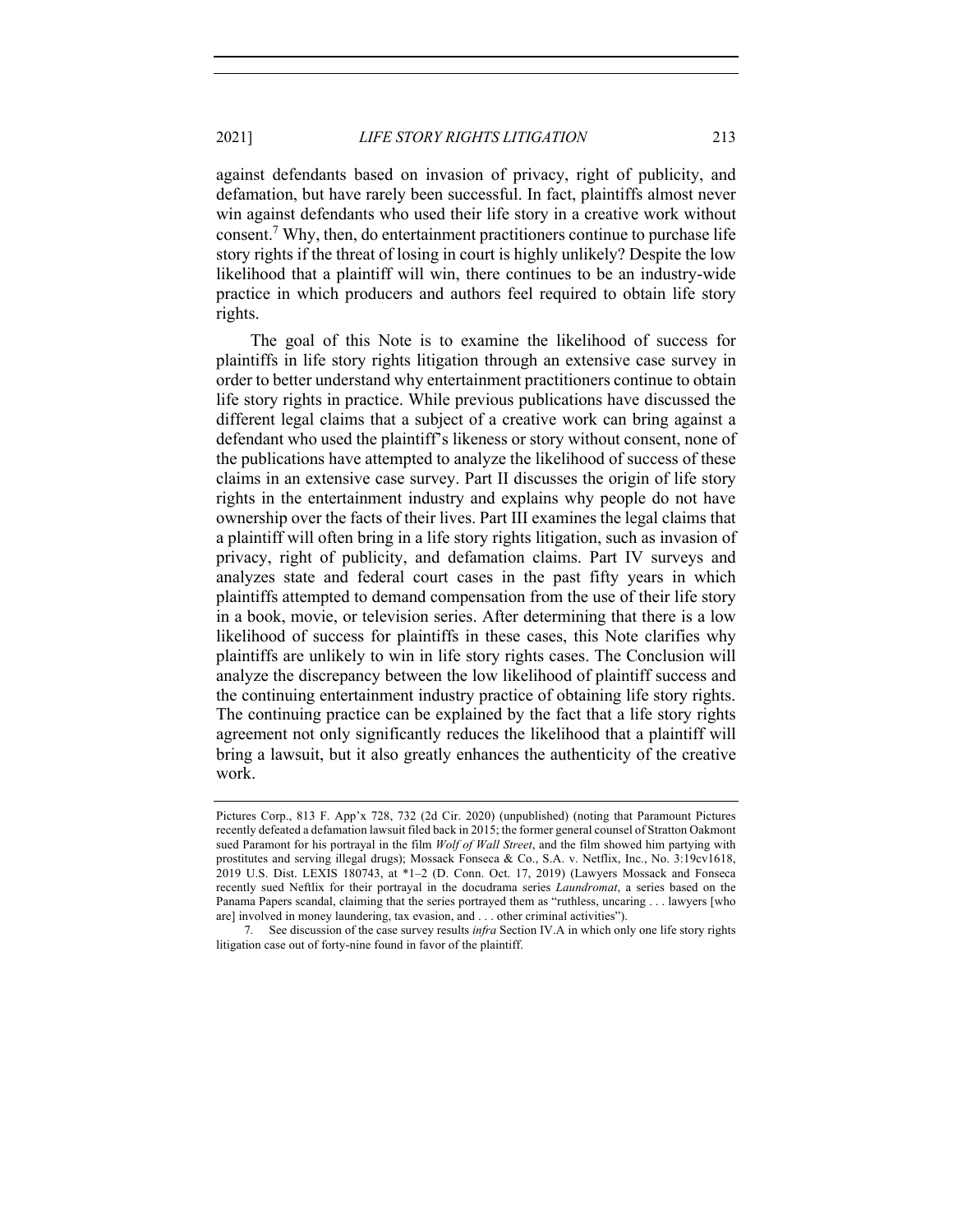against defendants based on invasion of privacy, right of publicity, and defamation, but have rarely been successful. In fact, plaintiffs almost never win against defendants who used their life story in a creative work without consent.[7] Why, then, do entertainment practitioners continue to purchase life story rights if the threat of losing in court is highly unlikely? Despite the low likelihood that a plaintiff will win, there continues to be an industry-wide practice in which producers and authors feel required to obtain life story rights.

The goal of this Note is to examine the likelihood of success for plaintiffs in life story rights litigation through an extensive case survey in order to better understand why entertainment practitioners continue to obtain life story rights in practice. While previous publications have discussed the different legal claims that a subject of a creative work can bring against a defendant who used the plaintiff's likeness or story without consent, none of the publications have attempted to analyze the likelihood of success of these claims in an extensive case survey. Part II discusses the origin of life story rights in the entertainment industry and explains why people do not have ownership over the facts of their lives. Part III examines the legal claims that a plaintiff will often bring in a life story rights litigation, such as invasion of privacy, right of publicity, and defamation claims. Part IV surveys and analyzes state and federal court cases in the past fifty years in which plaintiffs attempted to demand compensation from the use of their life story in a book, movie, or television series. After determining that there is a low likelihood of success for plaintiffs in these cases, this Note clarifies why plaintiffs are unlikely to win in life story rights cases. The Conclusion will analyze the discrepancy between the low likelihood of plaintiff success and the continuing entertainment industry practice of obtaining life story rights. The continuing practice can be explained by the fact that a life story rights agreement not only significantly reduces the likelihood that a plaintiff will bring a lawsuit, but it also greatly enhances the authenticity of the creative work.

---

Pictures Corp., 813 F. App'x 728, 732 (2d Cir. 2020) (unpublished) (noting that Paramount Pictures recently defeated a defamation lawsuit filed back in 2015; the former general counsel of Stratton Oakmont sued Paramont for his portrayal in the film *Wolf of Wall Street*, and the film showed him partying with prostitutes and serving illegal drugs); Mossack Fonseca & Co., S.A. v. Netflix, Inc., No. 3:19cv1618, 2019 U.S. Dist. LEXIS 180743, at *1–2 (D. Conn. Oct. 17, 2019) (Lawyers Mossack and Fonseca recently sued Neftlix for their portrayal in the docudrama series *Laundromat*, a series based on the Panama Papers scandal, claiming that the series portrayed them as "ruthless, uncaring . . . lawyers [who are] involved in money laundering, tax evasion, and . . . other criminal activities").

7. See discussion of the case survey results *infra* Section IV.A in which only one life story rights litigation case out of forty-nine found in favor of the plaintiff.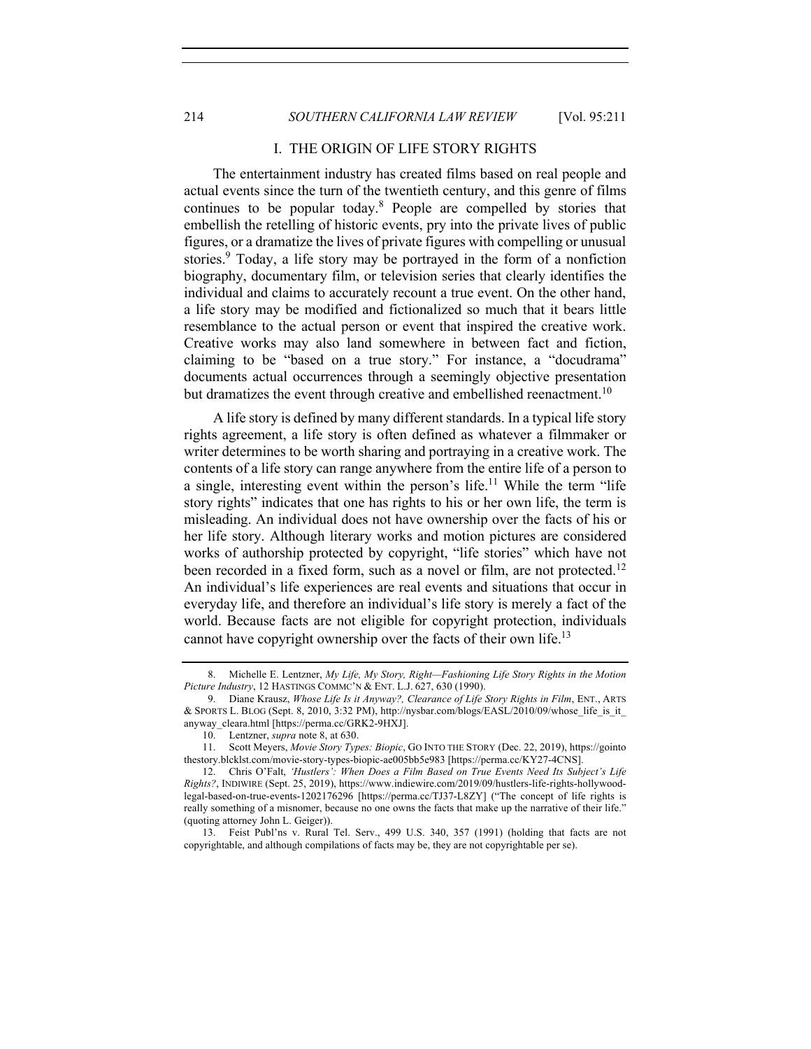## I. THE ORIGIN OF LIFE STORY RIGHTS

The entertainment industry has created films based on real people and actual events since the turn of the twentieth century, and this genre of films continues to be popular today.[8] People are compelled by stories that embellish the retelling of historic events, pry into the private lives of public figures, or a dramatize the lives of private figures with compelling or unusual stories.[9] Today, a life story may be portrayed in the form of a nonfiction biography, documentary film, or television series that clearly identifies the individual and claims to accurately recount a true event. On the other hand, a life story may be modified and fictionalized so much that it bears little resemblance to the actual person or event that inspired the creative work. Creative works may also land somewhere in between fact and fiction, claiming to be "based on a true story." For instance, a "docudrama" documents actual occurrences through a seemingly objective presentation but dramatizes the event through creative and embellished reenactment.[10]

A life story is defined by many different standards. In a typical life story rights agreement, a life story is often defined as whatever a filmmaker or writer determines to be worth sharing and portraying in a creative work. The contents of a life story can range anywhere from the entire life of a person to a single, interesting event within the person's life.[11] While the term "life story rights" indicates that one has rights to his or her own life, the term is misleading. An individual does not have ownership over the facts of his or her life story. Although literary works and motion pictures are considered works of authorship protected by copyright, "life stories" which have not been recorded in a fixed form, such as a novel or film, are not protected.[12] An individual's life experiences are real events and situations that occur in everyday life, and therefore an individual's life story is merely a fact of the world. Because facts are not eligible for copyright protection, individuals cannot have copyright ownership over the facts of their own life.[13]

---

8. Michelle E. Lentzner, *My Life, My Story, Right—Fashioning Life Story Rights in the Motion Picture Industry*, 12 HASTINGS COMMC'N & ENT. L.J. 627, 630 (1990).

9. Diane Krausz, *Whose Life Is it Anyway?, Clearance of Life Story Rights in Film*, ENT., ARTS & SPORTS L. BLOG (Sept. 8, 2010, 3:32 PM), http://nysbar.com/blogs/EASL/2010/09/whose_life_is_it_anyway_cleara.html [https://perma.cc/GRK2-9HXJ].

10. Lentzner, *supra* note 8, at 630.

11. Scott Meyers, *Movie Story Types: Biopic*, GO INTO THE STORY (Dec. 22, 2019), https://gointothestory.blcklst.com/movie-story-types-biopic-ae005bb5e983 [https://perma.cc/KY27-4CNS].

12. Chris O'Falt, *'Hustlers': When Does a Film Based on True Events Need Its Subject's Life Rights?*, INDIWIRE (Sept. 25, 2019), https://www.indiewire.com/2019/09/hustlers-life-rights-hollywood-legal-based-on-true-events-1202176296 [https://perma.cc/TJ37-L8ZY] ("The concept of life rights is really something of a misnomer, because no one owns the facts that make up the narrative of their life." (quoting attorney John L. Geiger)).

13. Feist Publ'ns v. Rural Tel. Serv., 499 U.S. 340, 357 (1991) (holding that facts are not copyrightable, and although compilations of facts may be, they are not copyrightable per se).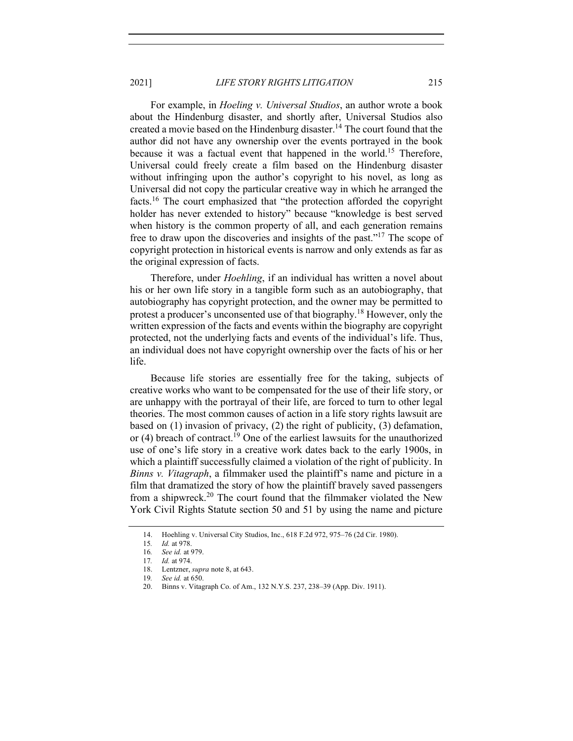For example, in *Hoeling v. Universal Studios*, an author wrote a book about the Hindenburg disaster, and shortly after, Universal Studios also created a movie based on the Hindenburg disaster.[14] The court found that the author did not have any ownership over the events portrayed in the book because it was a factual event that happened in the world.[15] Therefore, Universal could freely create a film based on the Hindenburg disaster without infringing upon the author's copyright to his novel, as long as Universal did not copy the particular creative way in which he arranged the facts.[16] The court emphasized that "the protection afforded the copyright holder has never extended to history" because "knowledge is best served when history is the common property of all, and each generation remains free to draw upon the discoveries and insights of the past."[17] The scope of copyright protection in historical events is narrow and only extends as far as the original expression of facts.

Therefore, under *Hoehling*, if an individual has written a novel about his or her own life story in a tangible form such as an autobiography, that autobiography has copyright protection, and the owner may be permitted to protest a producer's unconsented use of that biography.[18] However, only the written expression of the facts and events within the biography are copyright protected, not the underlying facts and events of the individual's life. Thus, an individual does not have copyright ownership over the facts of his or her life.

Because life stories are essentially free for the taking, subjects of creative works who want to be compensated for the use of their life story, or are unhappy with the portrayal of their life, are forced to turn to other legal theories. The most common causes of action in a life story rights lawsuit are based on (1) invasion of privacy, (2) the right of publicity, (3) defamation, or (4) breach of contract.[19] One of the earliest lawsuits for the unauthorized use of one's life story in a creative work dates back to the early 1900s, in which a plaintiff successfully claimed a violation of the right of publicity. In *Binns v. Vitagraph*, a filmmaker used the plaintiff's name and picture in a film that dramatized the story of how the plaintiff bravely saved passengers from a shipwreck.[20] The court found that the filmmaker violated the New York Civil Rights Statute section 50 and 51 by using the name and picture

---

14. Hoehling v. Universal City Studios, Inc., 618 F.2d 972, 975–76 (2d Cir. 1980).
15. *Id.* at 978.
16. *See id.* at 979.
17. *Id.* at 974.
18. Lentzner, *supra* note 8, at 643.
19. *See id.* at 650.
20. Binns v. Vitagraph Co. of Am., 132 N.Y.S. 237, 238–39 (App. Div. 1911).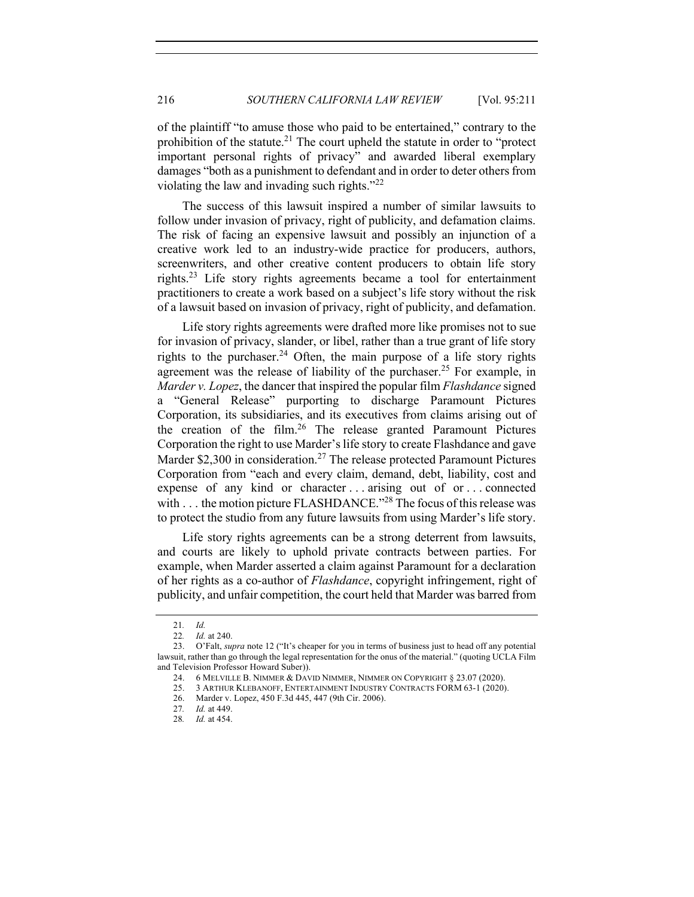of the plaintiff "to amuse those who paid to be entertained," contrary to the prohibition of the statute.[21] The court upheld the statute in order to "protect important personal rights of privacy" and awarded liberal exemplary damages "both as a punishment to defendant and in order to deter others from violating the law and invading such rights."[22]

The success of this lawsuit inspired a number of similar lawsuits to follow under invasion of privacy, right of publicity, and defamation claims. The risk of facing an expensive lawsuit and possibly an injunction of a creative work led to an industry-wide practice for producers, authors, screenwriters, and other creative content producers to obtain life story rights.[23] Life story rights agreements became a tool for entertainment practitioners to create a work based on a subject's life story without the risk of a lawsuit based on invasion of privacy, right of publicity, and defamation.

Life story rights agreements were drafted more like promises not to sue for invasion of privacy, slander, or libel, rather than a true grant of life story rights to the purchaser.[24] Often, the main purpose of a life story rights agreement was the release of liability of the purchaser.[25] For example, in *Marder v. Lopez*, the dancer that inspired the popular film *Flashdance* signed a "General Release" purporting to discharge Paramount Pictures Corporation, its subsidiaries, and its executives from claims arising out of the creation of the film.[26] The release granted Paramount Pictures Corporation the right to use Marder's life story to create Flashdance and gave Marder $2,300 in consideration.[27] The release protected Paramount Pictures Corporation from "each and every claim, demand, debt, liability, cost and expense of any kind or character . . . arising out of or . . . connected with . . . the motion picture FLASHDANCE."[28] The focus of this release was to protect the studio from any future lawsuits from using Marder's life story.

Life story rights agreements can be a strong deterrent from lawsuits, and courts are likely to uphold private contracts between parties. For example, when Marder asserted a claim against Paramount for a declaration of her rights as a co-author of *Flashdance*, copyright infringement, right of publicity, and unfair competition, the court held that Marder was barred from

---

21. *Id.*

22. *Id.* at 240.

23. O'Falt, *supra* note 12 ("It's cheaper for you in terms of business just to head off any potential lawsuit, rather than go through the legal representation for the onus of the material." (quoting UCLA Film and Television Professor Howard Suber)).

24. 6 MELVILLE B. NIMMER & DAVID NIMMER, NIMMER ON COPYRIGHT § 23.07 (2020).

25. 3 ARTHUR KLEBANOFF, ENTERTAINMENT INDUSTRY CONTRACTS FORM 63-1 (2020).

26. Marder v. Lopez, 450 F.3d 445, 447 (9th Cir. 2006).

27. *Id.* at 449.

28. *Id.* at 454.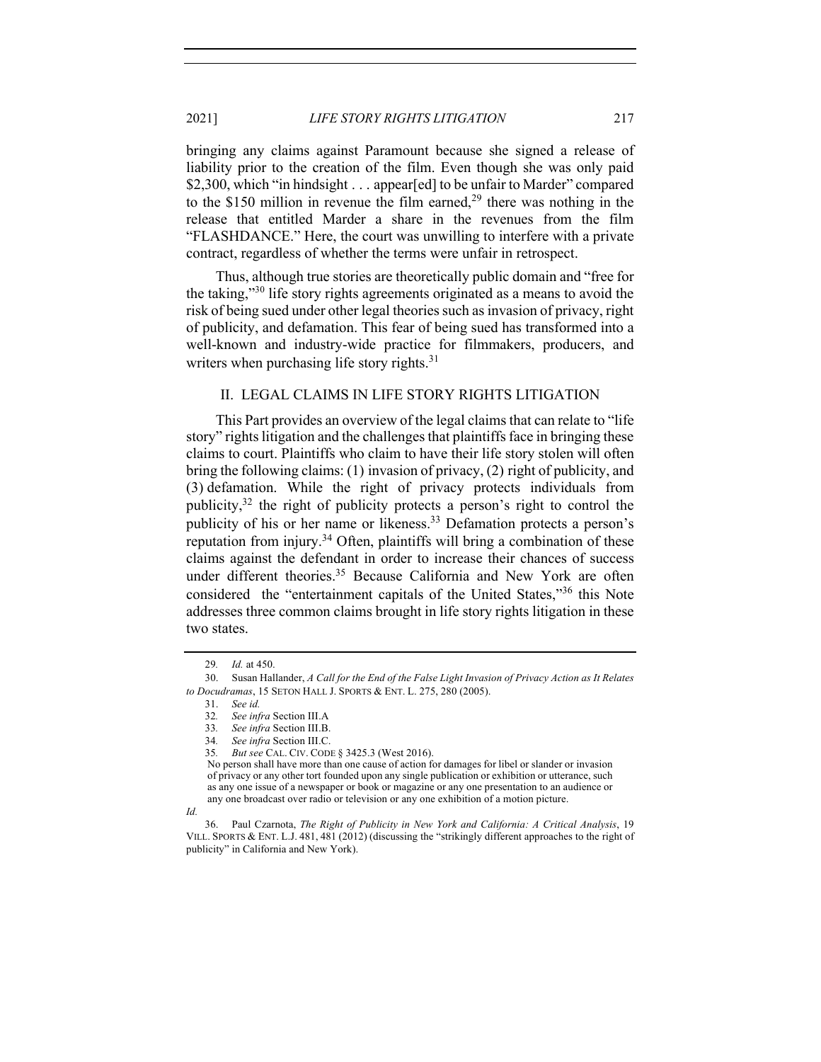bringing any claims against Paramount because she signed a release of liability prior to the creation of the film. Even though she was only paid $2,300, which "in hindsight . . . appear[ed] to be unfair to Marder" compared to the $150 million in revenue the film earned,[29] there was nothing in the release that entitled Marder a share in the revenues from the film "FLASHDANCE." Here, the court was unwilling to interfere with a private contract, regardless of whether the terms were unfair in retrospect.

Thus, although true stories are theoretically public domain and "free for the taking,"[30] life story rights agreements originated as a means to avoid the risk of being sued under other legal theories such as invasion of privacy, right of publicity, and defamation. This fear of being sued has transformed into a well-known and industry-wide practice for filmmakers, producers, and writers when purchasing life story rights.[31]

## II. LEGAL CLAIMS IN LIFE STORY RIGHTS LITIGATION

This Part provides an overview of the legal claims that can relate to "life story" rights litigation and the challenges that plaintiffs face in bringing these claims to court. Plaintiffs who claim to have their life story stolen will often bring the following claims: (1) invasion of privacy, (2) right of publicity, and (3) defamation. While the right of privacy protects individuals from publicity,[32] the right of publicity protects a person's right to control the publicity of his or her name or likeness.[33] Defamation protects a person's reputation from injury.[34] Often, plaintiffs will bring a combination of these claims against the defendant in order to increase their chances of success under different theories.[35] Because California and New York are often considered the "entertainment capitals of the United States,"[36] this Note addresses three common claims brought in life story rights litigation in these two states.

---

29. *Id.* at 450.

30. Susan Hallander, *A Call for the End of the False Light Invasion of Privacy Action as It Relates to Docudramas*, 15 SETON HALL J. SPORTS & ENT. L. 275, 280 (2005).

31. *See id.*

32. *See infra* Section III.A

33. *See infra* Section III.B.

34. *See infra* Section III.C.

35. *But see* CAL. CIV. CODE § 3425.3 (West 2016).

> No person shall have more than one cause of action for damages for libel or slander or invasion of privacy or any other tort founded upon any single publication or exhibition or utterance, such as any one issue of a newspaper or book or magazine or any one presentation to an audience or any one broadcast over radio or television or any one exhibition of a motion picture.

*Id.*

36. Paul Czarnota, *The Right of Publicity in New York and California: A Critical Analysis*, 19 VILL. SPORTS & ENT. L.J. 481, 481 (2012) (discussing the "strikingly different approaches to the right of publicity" in California and New York).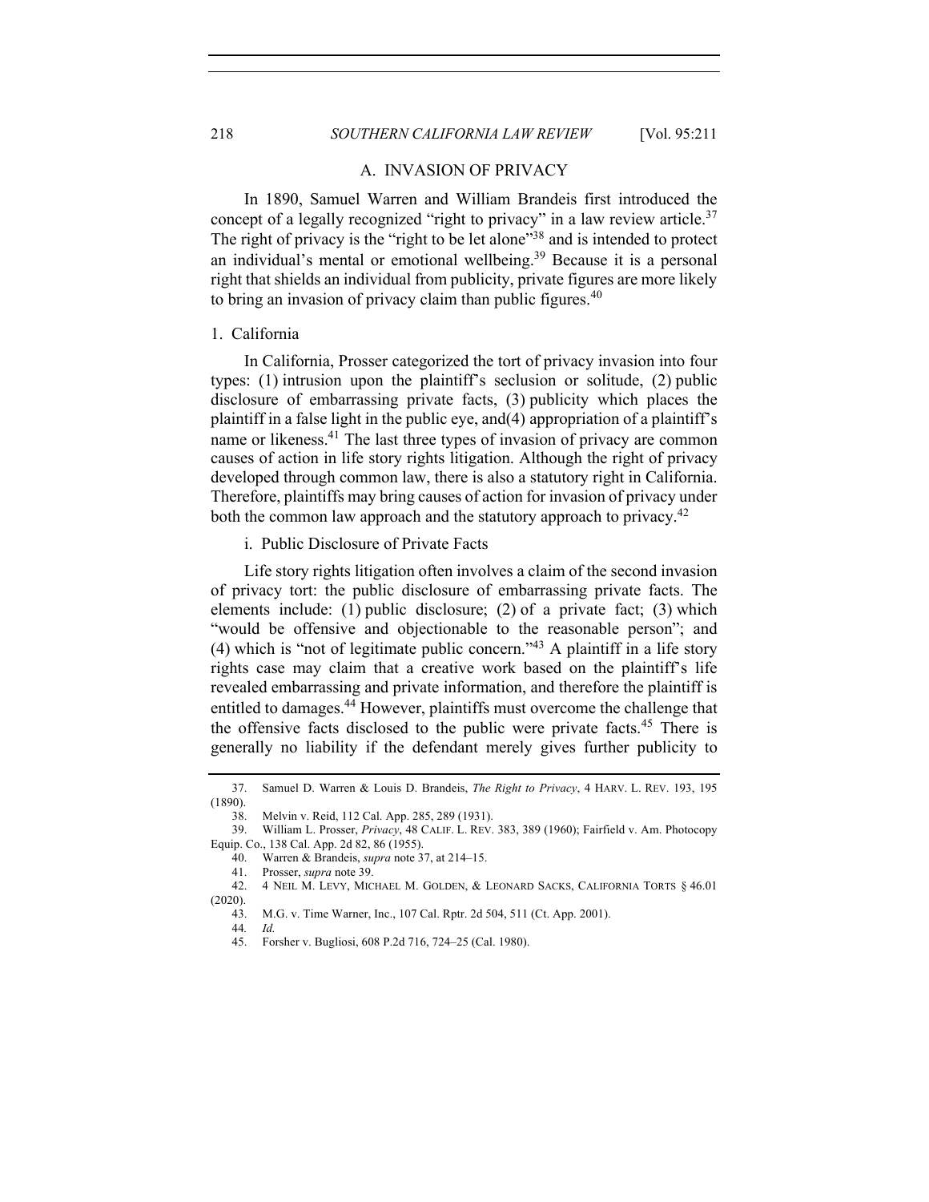## A. INVASION OF PRIVACY

In 1890, Samuel Warren and William Brandeis first introduced the concept of a legally recognized "right to privacy" in a law review article.[37] The right of privacy is the "right to be let alone"[38] and is intended to protect an individual's mental or emotional wellbeing.[39] Because it is a personal right that shields an individual from publicity, private figures are more likely to bring an invasion of privacy claim than public figures.[40]

### 1. California

In California, Prosser categorized the tort of privacy invasion into four types: (1) intrusion upon the plaintiff's seclusion or solitude, (2) public disclosure of embarrassing private facts, (3) publicity which places the plaintiff in a false light in the public eye, and(4) appropriation of a plaintiff's name or likeness.[41] The last three types of invasion of privacy are common causes of action in life story rights litigation. Although the right of privacy developed through common law, there is also a statutory right in California. Therefore, plaintiffs may bring causes of action for invasion of privacy under both the common law approach and the statutory approach to privacy.[42]

#### i. Public Disclosure of Private Facts

Life story rights litigation often involves a claim of the second invasion of privacy tort: the public disclosure of embarrassing private facts. The elements include: (1) public disclosure; (2) of a private fact; (3) which "would be offensive and objectionable to the reasonable person"; and (4) which is "not of legitimate public concern."[43] A plaintiff in a life story rights case may claim that a creative work based on the plaintiff's life revealed embarrassing and private information, and therefore the plaintiff is entitled to damages.[44] However, plaintiffs must overcome the challenge that the offensive facts disclosed to the public were private facts.[45] There is generally no liability if the defendant merely gives further publicity to

---

37. Samuel D. Warren & Louis D. Brandeis, *The Right to Privacy*, 4 HARV. L. REV. 193, 195 (1890).

38. Melvin v. Reid, 112 Cal. App. 285, 289 (1931).

39. William L. Prosser, *Privacy*, 48 CALIF. L. REV. 383, 389 (1960); Fairfield v. Am. Photocopy Equip. Co., 138 Cal. App. 2d 82, 86 (1955).

40. Warren & Brandeis, *supra* note 37, at 214–15.

41. Prosser, *supra* note 39.

42. 4 NEIL M. LEVY, MICHAEL M. GOLDEN, & LEONARD SACKS, CALIFORNIA TORTS § 46.01 (2020).

43. M.G. v. Time Warner, Inc., 107 Cal. Rptr. 2d 504, 511 (Ct. App. 2001).

44. *Id.*

45. Forsher v. Bugliosi, 608 P.2d 716, 724–25 (Cal. 1980).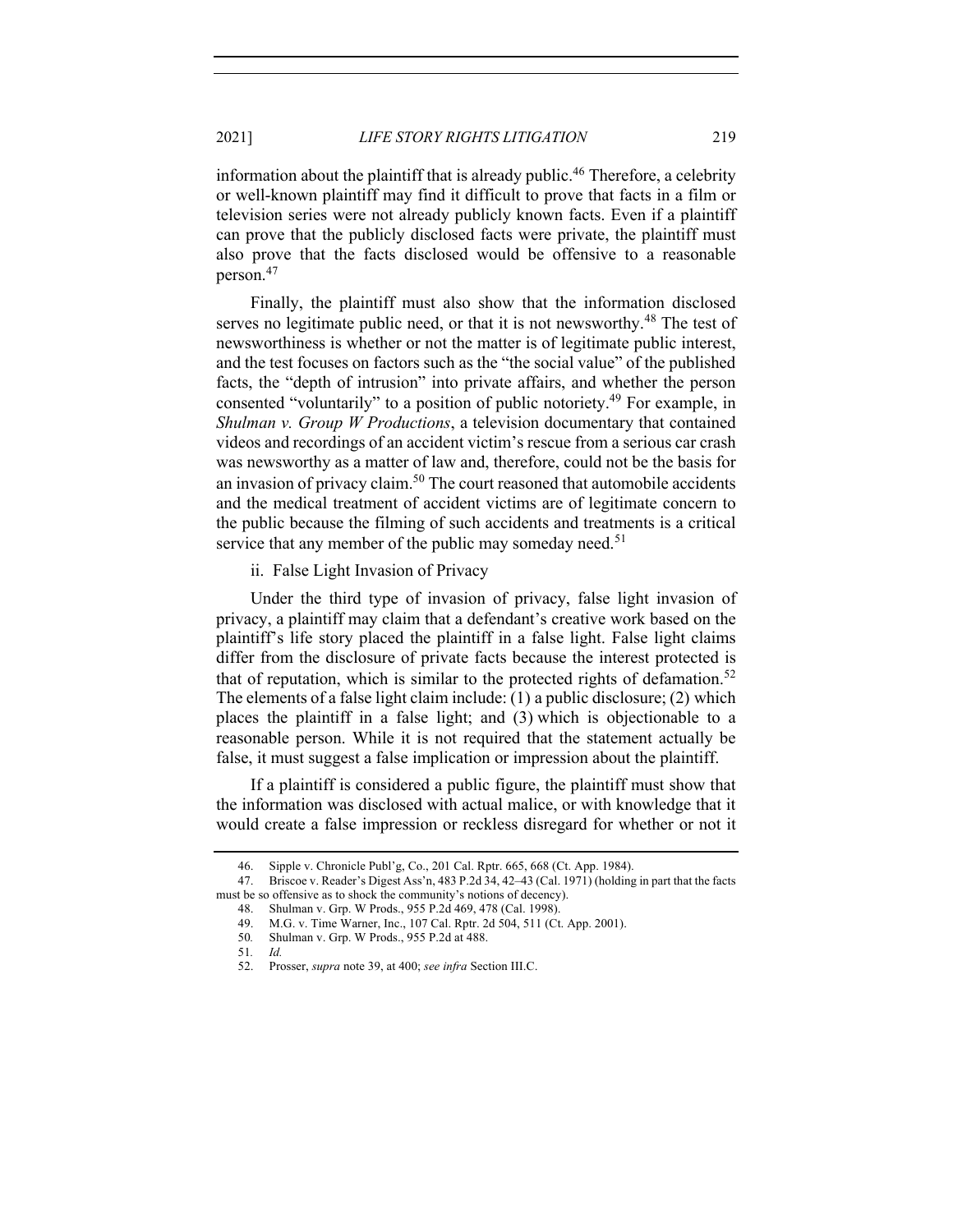information about the plaintiff that is already public.[46] Therefore, a celebrity or well-known plaintiff may find it difficult to prove that facts in a film or television series were not already publicly known facts. Even if a plaintiff can prove that the publicly disclosed facts were private, the plaintiff must also prove that the facts disclosed would be offensive to a reasonable person.[47]

Finally, the plaintiff must also show that the information disclosed serves no legitimate public need, or that it is not newsworthy.[48] The test of newsworthiness is whether or not the matter is of legitimate public interest, and the test focuses on factors such as the "the social value" of the published facts, the "depth of intrusion" into private affairs, and whether the person consented "voluntarily" to a position of public notoriety.[49] For example, in *Shulman v. Group W Productions*, a television documentary that contained videos and recordings of an accident victim's rescue from a serious car crash was newsworthy as a matter of law and, therefore, could not be the basis for an invasion of privacy claim.[50] The court reasoned that automobile accidents and the medical treatment of accident victims are of legitimate concern to the public because the filming of such accidents and treatments is a critical service that any member of the public may someday need.[51]

ii. False Light Invasion of Privacy

Under the third type of invasion of privacy, false light invasion of privacy, a plaintiff may claim that a defendant's creative work based on the plaintiff's life story placed the plaintiff in a false light. False light claims differ from the disclosure of private facts because the interest protected is that of reputation, which is similar to the protected rights of defamation.[52] The elements of a false light claim include: (1) a public disclosure; (2) which places the plaintiff in a false light; and (3) which is objectionable to a reasonable person. While it is not required that the statement actually be false, it must suggest a false implication or impression about the plaintiff.

If a plaintiff is considered a public figure, the plaintiff must show that the information was disclosed with actual malice, or with knowledge that it would create a false impression or reckless disregard for whether or not it

---

46. Sipple v. Chronicle Publ'g, Co., 201 Cal. Rptr. 665, 668 (Ct. App. 1984).

47. Briscoe v. Reader's Digest Ass'n, 483 P.2d 34, 42–43 (Cal. 1971) (holding in part that the facts must be so offensive as to shock the community's notions of decency).

48. Shulman v. Grp. W Prods., 955 P.2d 469, 478 (Cal. 1998).

49. M.G. v. Time Warner, Inc., 107 Cal. Rptr. 2d 504, 511 (Ct. App. 2001).

50. Shulman v. Grp. W Prods., 955 P.2d at 488.

51. *Id.*

52. Prosser, *supra* note 39, at 400; *see infra* Section III.C.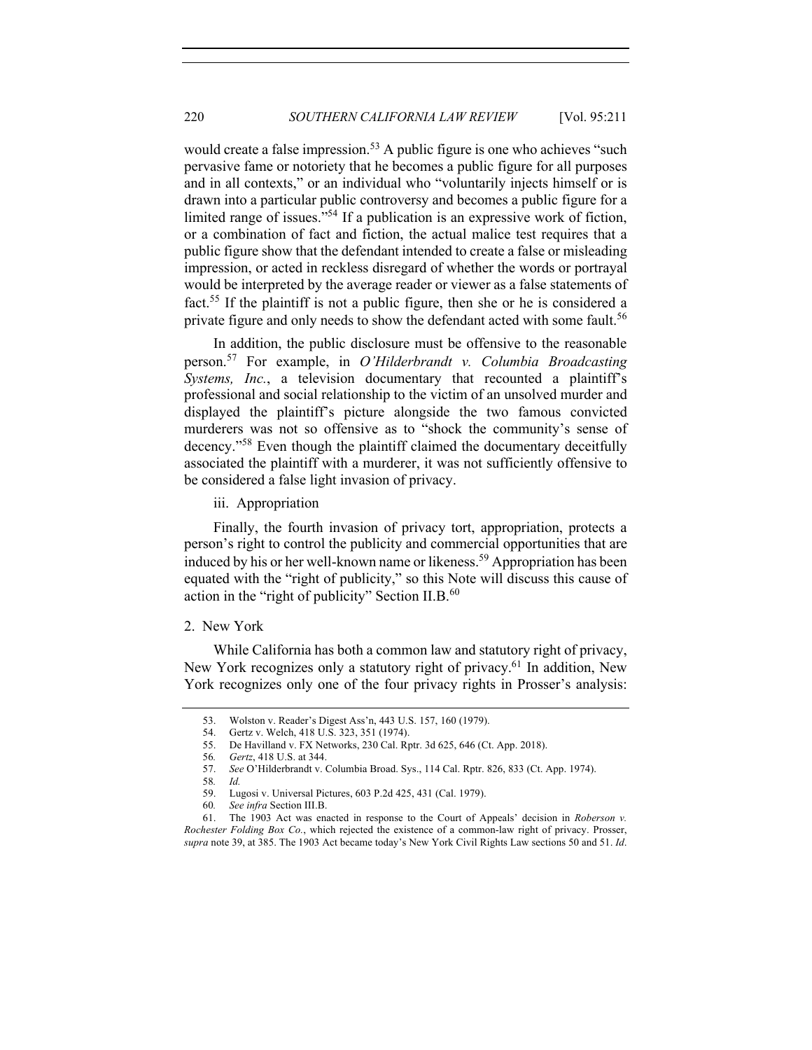would create a false impression.[53] A public figure is one who achieves "such pervasive fame or notoriety that he becomes a public figure for all purposes and in all contexts," or an individual who "voluntarily injects himself or is drawn into a particular public controversy and becomes a public figure for a limited range of issues."[54] If a publication is an expressive work of fiction, or a combination of fact and fiction, the actual malice test requires that a public figure show that the defendant intended to create a false or misleading impression, or acted in reckless disregard of whether the words or portrayal would be interpreted by the average reader or viewer as a false statements of fact.[55] If the plaintiff is not a public figure, then she or he is considered a private figure and only needs to show the defendant acted with some fault.[56]

In addition, the public disclosure must be offensive to the reasonable person.[57] For example, in *O'Hilderbrandt v. Columbia Broadcasting Systems, Inc.*, a television documentary that recounted a plaintiff's professional and social relationship to the victim of an unsolved murder and displayed the plaintiff's picture alongside the two famous convicted murderers was not so offensive as to "shock the community's sense of decency."[58] Even though the plaintiff claimed the documentary deceitfully associated the plaintiff with a murderer, it was not sufficiently offensive to be considered a false light invasion of privacy.

iii. Appropriation

Finally, the fourth invasion of privacy tort, appropriation, protects a person's right to control the publicity and commercial opportunities that are induced by his or her well-known name or likeness.[59] Appropriation has been equated with the "right of publicity," so this Note will discuss this cause of action in the "right of publicity" Section II.B.[60]

### 2. New York

While California has both a common law and statutory right of privacy, New York recognizes only a statutory right of privacy.[61] In addition, New York recognizes only one of the four privacy rights in Prosser's analysis:

---

53. Wolston v. Reader's Digest Ass'n, 443 U.S. 157, 160 (1979).

54. Gertz v. Welch, 418 U.S. 323, 351 (1974).

55. De Havilland v. FX Networks, 230 Cal. Rptr. 3d 625, 646 (Ct. App. 2018).

56. *Gertz*, 418 U.S. at 344.

57. *See* O'Hilderbrandt v. Columbia Broad. Sys., 114 Cal. Rptr. 826, 833 (Ct. App. 1974).

58. *Id.*

59. Lugosi v. Universal Pictures, 603 P.2d 425, 431 (Cal. 1979).

60. *See infra* Section III.B.

61. The 1903 Act was enacted in response to the Court of Appeals' decision in *Roberson v. Rochester Folding Box Co.*, which rejected the existence of a common-law right of privacy. Prosser, *supra* note 39, at 385. The 1903 Act became today's New York Civil Rights Law sections 50 and 51. *Id*.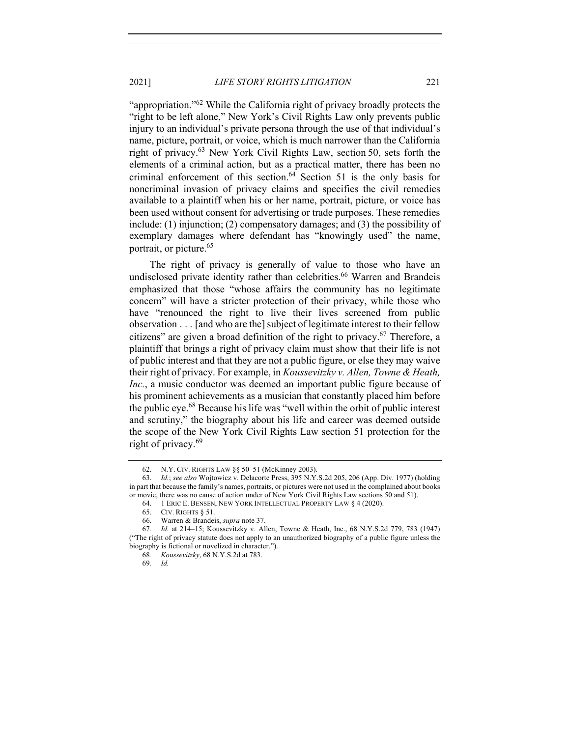"appropriation."[62] While the California right of privacy broadly protects the "right to be left alone," New York's Civil Rights Law only prevents public injury to an individual's private persona through the use of that individual's name, picture, portrait, or voice, which is much narrower than the California right of privacy.[63] New York Civil Rights Law, section 50, sets forth the elements of a criminal action, but as a practical matter, there has been no criminal enforcement of this section.[64] Section 51 is the only basis for noncriminal invasion of privacy claims and specifies the civil remedies available to a plaintiff when his or her name, portrait, picture, or voice has been used without consent for advertising or trade purposes. These remedies include: (1) injunction; (2) compensatory damages; and (3) the possibility of exemplary damages where defendant has "knowingly used" the name, portrait, or picture.[65]

The right of privacy is generally of value to those who have an undisclosed private identity rather than celebrities.[66] Warren and Brandeis emphasized that those "whose affairs the community has no legitimate concern" will have a stricter protection of their privacy, while those who have "renounced the right to live their lives screened from public observation . . . [and who are the] subject of legitimate interest to their fellow citizens" are given a broad definition of the right to privacy.[67] Therefore, a plaintiff that brings a right of privacy claim must show that their life is not of public interest and that they are not a public figure, or else they may waive their right of privacy. For example, in *Koussevitzky v. Allen, Towne & Heath, Inc.*, a music conductor was deemed an important public figure because of his prominent achievements as a musician that constantly placed him before the public eye.[68] Because his life was "well within the orbit of public interest and scrutiny," the biography about his life and career was deemed outside the scope of the New York Civil Rights Law section 51 protection for the right of privacy.[69]

---

62. N.Y. CIV. RIGHTS LAW §§ 50–51 (McKinney 2003).

63. *Id.*; *see also* Wojtowicz v. Delacorte Press, 395 N.Y.S.2d 205, 206 (App. Div. 1977) (holding in part that because the family's names, portraits, or pictures were not used in the complained about books or movie, there was no cause of action under of New York Civil Rights Law sections 50 and 51).

64. 1 ERIC E. BENSEN, NEW YORK INTELLECTUAL PROPERTY LAW § 4 (2020).

65. CIV. RIGHTS § 51.

66. Warren & Brandeis, *supra* note 37.

67. *Id.* at 214–15; Koussevitzky v. Allen, Towne & Heath, Inc., 68 N.Y.S.2d 779, 783 (1947) ("The right of privacy statute does not apply to an unauthorized biography of a public figure unless the biography is fictional or novelized in character.").

68. *Koussevitzky*, 68 N.Y.S.2d at 783.

69. *Id.*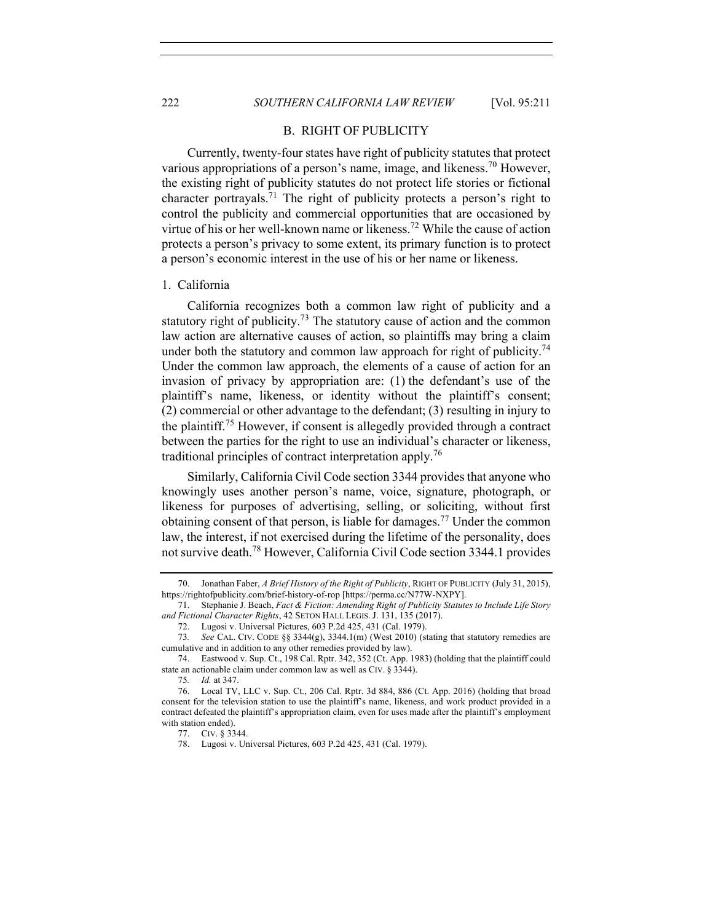### B. RIGHT OF PUBLICITY

Currently, twenty-four states have right of publicity statutes that protect various appropriations of a person's name, image, and likeness.[70] However, the existing right of publicity statutes do not protect life stories or fictional character portrayals.[71] The right of publicity protects a person's right to control the publicity and commercial opportunities that are occasioned by virtue of his or her well-known name or likeness.[72] While the cause of action protects a person's privacy to some extent, its primary function is to protect a person's economic interest in the use of his or her name or likeness.

#### 1. California

California recognizes both a common law right of publicity and a statutory right of publicity.[73] The statutory cause of action and the common law action are alternative causes of action, so plaintiffs may bring a claim under both the statutory and common law approach for right of publicity.[74] Under the common law approach, the elements of a cause of action for an invasion of privacy by appropriation are: (1) the defendant's use of the plaintiff's name, likeness, or identity without the plaintiff's consent; (2) commercial or other advantage to the defendant; (3) resulting in injury to the plaintiff.[75] However, if consent is allegedly provided through a contract between the parties for the right to use an individual's character or likeness, traditional principles of contract interpretation apply.[76]

Similarly, California Civil Code section 3344 provides that anyone who knowingly uses another person's name, voice, signature, photograph, or likeness for purposes of advertising, selling, or soliciting, without first obtaining consent of that person, is liable for damages.[77] Under the common law, the interest, if not exercised during the lifetime of the personality, does not survive death.[78] However, California Civil Code section 3344.1 provides

---

70. Jonathan Faber, *A Brief History of the Right of Publicity*, RIGHT OF PUBLICITY (July 31, 2015), https://rightofpublicity.com/brief-history-of-rop [https://perma.cc/N77W-NXPY].

71. Stephanie J. Beach, *Fact & Fiction: Amending Right of Publicity Statutes to Include Life Story and Fictional Character Rights*, 42 SETON HALL LEGIS. J. 131, 135 (2017).

72. Lugosi v. Universal Pictures, 603 P.2d 425, 431 (Cal. 1979).

73. *See* CAL. CIV. CODE §§ 3344(g), 3344.1(m) (West 2010) (stating that statutory remedies are cumulative and in addition to any other remedies provided by law).

74. Eastwood v. Sup. Ct., 198 Cal. Rptr. 342, 352 (Ct. App. 1983) (holding that the plaintiff could state an actionable claim under common law as well as CIV. § 3344).

75. *Id.* at 347.

76. Local TV, LLC v. Sup. Ct., 206 Cal. Rptr. 3d 884, 886 (Ct. App. 2016) (holding that broad consent for the television station to use the plaintiff's name, likeness, and work product provided in a contract defeated the plaintiff's appropriation claim, even for uses made after the plaintiff's employment with station ended).

77. CIV. § 3344.

78. Lugosi v. Universal Pictures, 603 P.2d 425, 431 (Cal. 1979).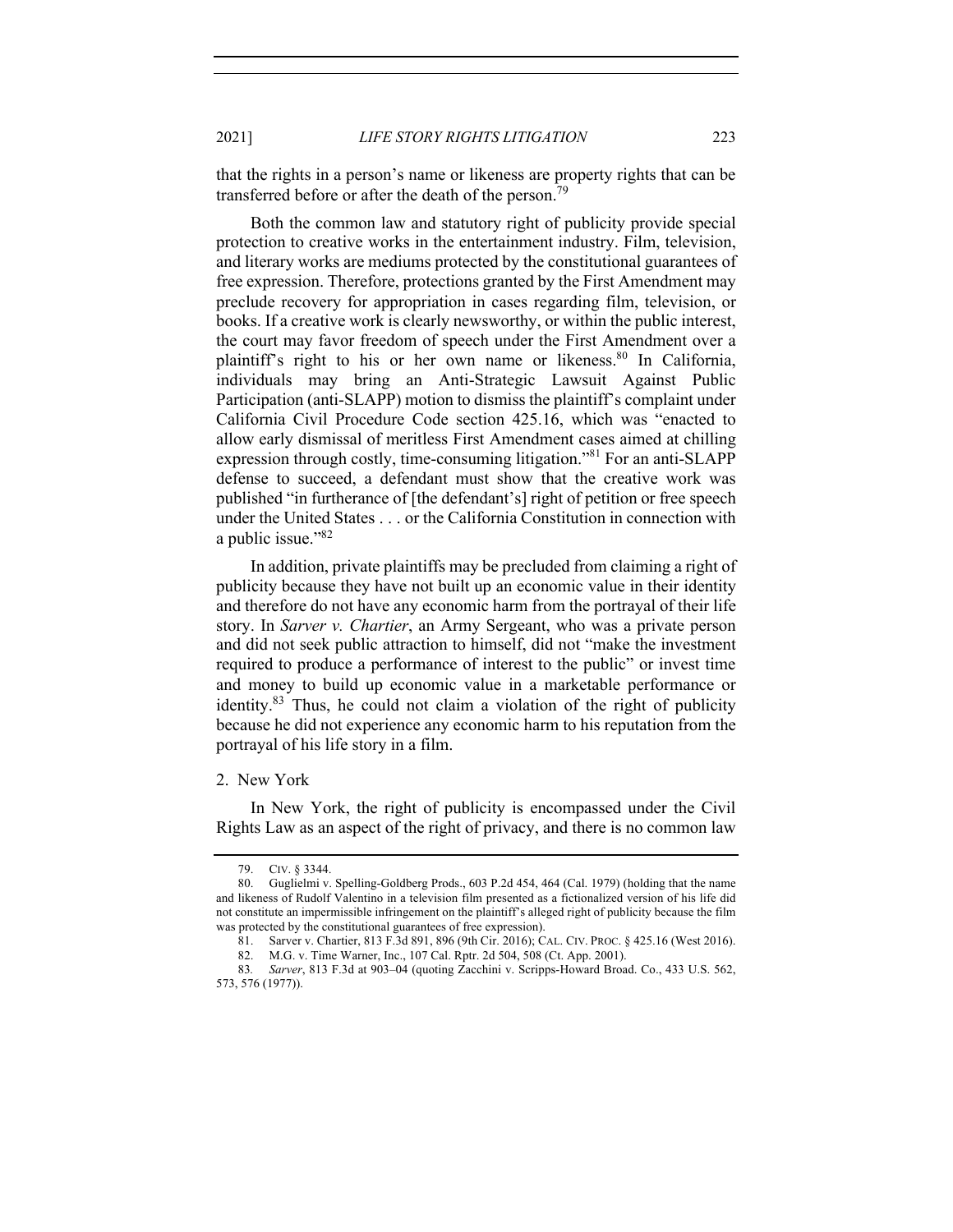that the rights in a person's name or likeness are property rights that can be transferred before or after the death of the person.[79]

Both the common law and statutory right of publicity provide special protection to creative works in the entertainment industry. Film, television, and literary works are mediums protected by the constitutional guarantees of free expression. Therefore, protections granted by the First Amendment may preclude recovery for appropriation in cases regarding film, television, or books. If a creative work is clearly newsworthy, or within the public interest, the court may favor freedom of speech under the First Amendment over a plaintiff's right to his or her own name or likeness.[80] In California, individuals may bring an Anti-Strategic Lawsuit Against Public Participation (anti-SLAPP) motion to dismiss the plaintiff's complaint under California Civil Procedure Code section 425.16, which was "enacted to allow early dismissal of meritless First Amendment cases aimed at chilling expression through costly, time-consuming litigation."[81] For an anti-SLAPP defense to succeed, a defendant must show that the creative work was published "in furtherance of [the defendant's] right of petition or free speech under the United States . . . or the California Constitution in connection with a public issue."[82]

In addition, private plaintiffs may be precluded from claiming a right of publicity because they have not built up an economic value in their identity and therefore do not have any economic harm from the portrayal of their life story. In *Sarver v. Chartier*, an Army Sergeant, who was a private person and did not seek public attraction to himself, did not "make the investment required to produce a performance of interest to the public" or invest time and money to build up economic value in a marketable performance or identity.[83] Thus, he could not claim a violation of the right of publicity because he did not experience any economic harm to his reputation from the portrayal of his life story in a film.

2. New York

In New York, the right of publicity is encompassed under the Civil Rights Law as an aspect of the right of privacy, and there is no common law

79. CIV. § 3344.

80. Guglielmi v. Spelling-Goldberg Prods., 603 P.2d 454, 464 (Cal. 1979) (holding that the name and likeness of Rudolf Valentino in a television film presented as a fictionalized version of his life did not constitute an impermissible infringement on the plaintiff's alleged right of publicity because the film was protected by the constitutional guarantees of free expression).

81. Sarver v. Chartier, 813 F.3d 891, 896 (9th Cir. 2016); CAL. CIV. PROC. § 425.16 (West 2016).

82. M.G. v. Time Warner, Inc., 107 Cal. Rptr. 2d 504, 508 (Ct. App. 2001).

83. *Sarver*, 813 F.3d at 903–04 (quoting Zacchini v. Scripps-Howard Broad. Co., 433 U.S. 562, 573, 576 (1977)).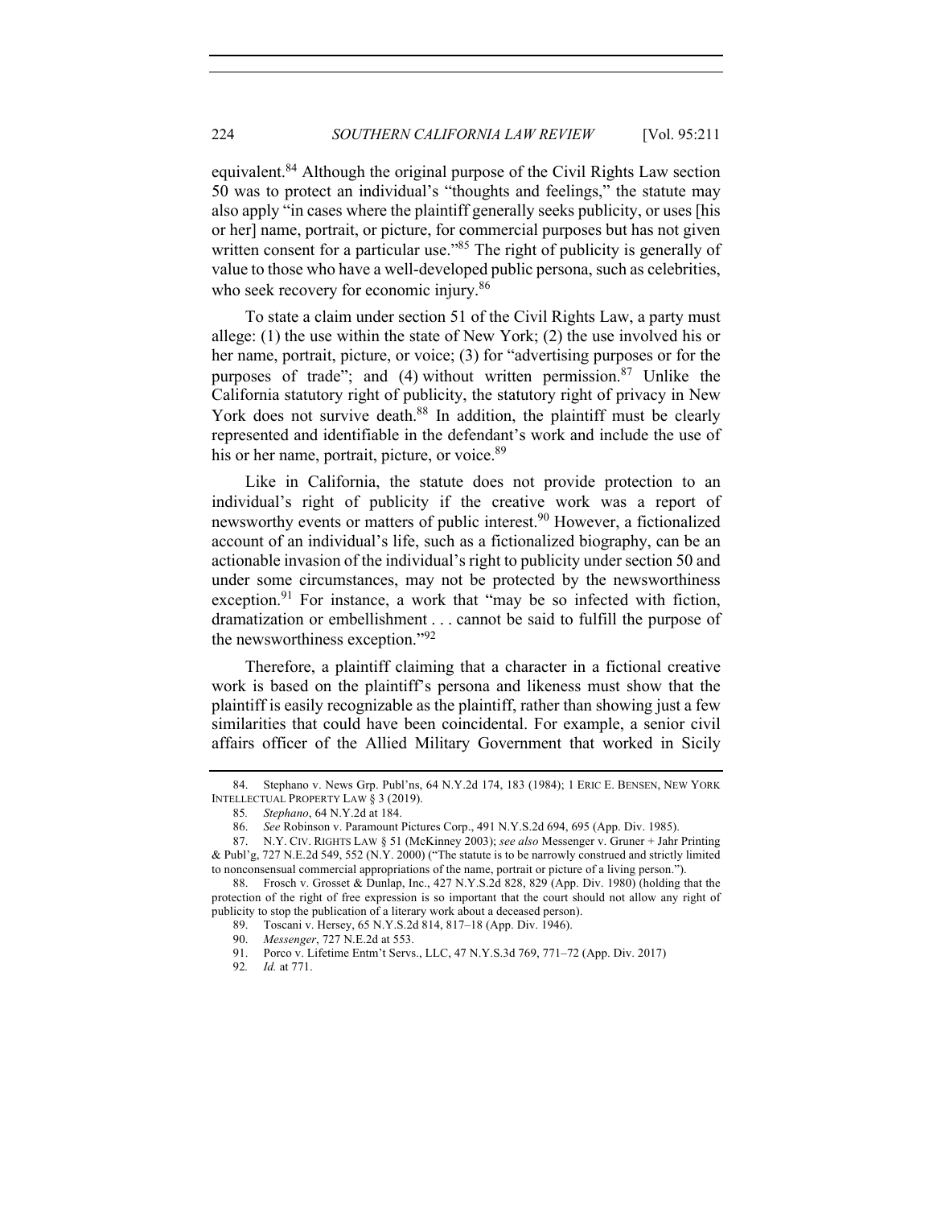equivalent.[84] Although the original purpose of the Civil Rights Law section 50 was to protect an individual's "thoughts and feelings," the statute may also apply "in cases where the plaintiff generally seeks publicity, or uses [his or her] name, portrait, or picture, for commercial purposes but has not given written consent for a particular use."[85] The right of publicity is generally of value to those who have a well-developed public persona, such as celebrities, who seek recovery for economic injury.[86]

To state a claim under section 51 of the Civil Rights Law, a party must allege: (1) the use within the state of New York; (2) the use involved his or her name, portrait, picture, or voice; (3) for "advertising purposes or for the purposes of trade"; and (4) without written permission.[87] Unlike the California statutory right of publicity, the statutory right of privacy in New York does not survive death.[88] In addition, the plaintiff must be clearly represented and identifiable in the defendant's work and include the use of his or her name, portrait, picture, or voice.[89]

Like in California, the statute does not provide protection to an individual's right of publicity if the creative work was a report of newsworthy events or matters of public interest.[90] However, a fictionalized account of an individual's life, such as a fictionalized biography, can be an actionable invasion of the individual's right to publicity under section 50 and under some circumstances, may not be protected by the newsworthiness exception.[91] For instance, a work that "may be so infected with fiction, dramatization or embellishment . . . cannot be said to fulfill the purpose of the newsworthiness exception."[92]

Therefore, a plaintiff claiming that a character in a fictional creative work is based on the plaintiff's persona and likeness must show that the plaintiff is easily recognizable as the plaintiff, rather than showing just a few similarities that could have been coincidental. For example, a senior civil affairs officer of the Allied Military Government that worked in Sicily

---

84. Stephano v. News Grp. Publ'ns, 64 N.Y.2d 174, 183 (1984); 1 ERIC E. BENSEN, NEW YORK INTELLECTUAL PROPERTY LAW § 3 (2019).

85. *Stephano*, 64 N.Y.2d at 184.

86. *See* Robinson v. Paramount Pictures Corp., 491 N.Y.S.2d 694, 695 (App. Div. 1985).

87. N.Y. CIV. RIGHTS LAW § 51 (McKinney 2003); *see also* Messenger v. Gruner + Jahr Printing & Publ'g, 727 N.E.2d 549, 552 (N.Y. 2000) ("The statute is to be narrowly construed and strictly limited to nonconsensual commercial appropriations of the name, portrait or picture of a living person.").

88. Frosch v. Grosset & Dunlap, Inc., 427 N.Y.S.2d 828, 829 (App. Div. 1980) (holding that the protection of the right of free expression is so important that the court should not allow any right of publicity to stop the publication of a literary work about a deceased person).

89. Toscani v. Hersey, 65 N.Y.S.2d 814, 817–18 (App. Div. 1946).

90. *Messenger*, 727 N.E.2d at 553.

91. Porco v. Lifetime Entm't Servs., LLC, 47 N.Y.S.3d 769, 771–72 (App. Div. 2017)

92. *Id.* at 771.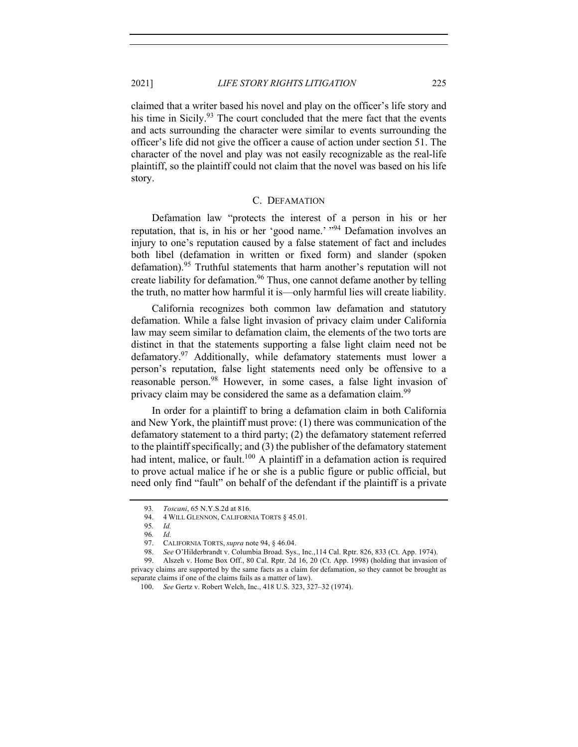claimed that a writer based his novel and play on the officer's life story and his time in Sicily.[93] The court concluded that the mere fact that the events and acts surrounding the character were similar to events surrounding the officer's life did not give the officer a cause of action under section 51. The character of the novel and play was not easily recognizable as the real-life plaintiff, so the plaintiff could not claim that the novel was based on his life story.

### C. DEFAMATION

Defamation law "protects the interest of a person in his or her reputation, that is, in his or her 'good name.' "[94] Defamation involves an injury to one's reputation caused by a false statement of fact and includes both libel (defamation in written or fixed form) and slander (spoken defamation).[95] Truthful statements that harm another's reputation will not create liability for defamation.[96] Thus, one cannot defame another by telling the truth, no matter how harmful it is—only harmful lies will create liability.

California recognizes both common law defamation and statutory defamation. While a false light invasion of privacy claim under California law may seem similar to defamation claim, the elements of the two torts are distinct in that the statements supporting a false light claim need not be defamatory.[97] Additionally, while defamatory statements must lower a person's reputation, false light statements need only be offensive to a reasonable person.[98] However, in some cases, a false light invasion of privacy claim may be considered the same as a defamation claim.[99]

In order for a plaintiff to bring a defamation claim in both California and New York, the plaintiff must prove: (1) there was communication of the defamatory statement to a third party; (2) the defamatory statement referred to the plaintiff specifically; and (3) the publisher of the defamatory statement had intent, malice, or fault.[100] A plaintiff in a defamation action is required to prove actual malice if he or she is a public figure or public official, but need only find "fault" on behalf of the defendant if the plaintiff is a private

---

93. *Toscani*, 65 N.Y.S.2d at 816.

94. 4 WILL GLENNON, CALIFORNIA TORTS § 45.01.

95. *Id.*

96. *Id.*

97. CALIFORNIA TORTS, *supra* note 94, § 46.04.

98. *See* O'Hilderbrandt v. Columbia Broad. Sys., Inc.,114 Cal. Rptr. 826, 833 (Ct. App. 1974).

99. Alszeh v. Home Box Off., 80 Cal. Rptr. 2d 16, 20 (Ct. App. 1998) (holding that invasion of privacy claims are supported by the same facts as a claim for defamation, so they cannot be brought as separate claims if one of the claims fails as a matter of law).

100. *See* Gertz v. Robert Welch, Inc., 418 U.S. 323, 327–32 (1974).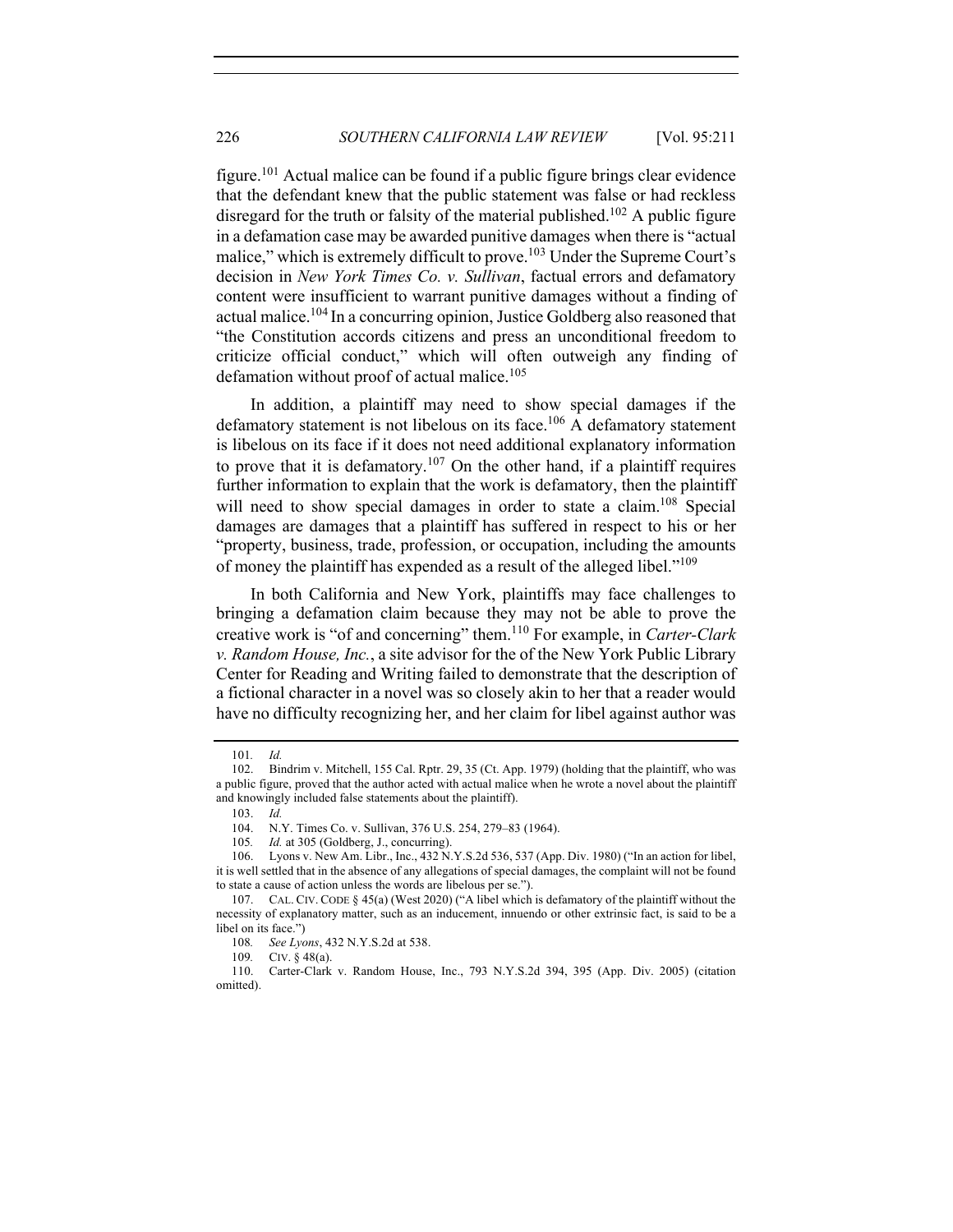figure.[101] Actual malice can be found if a public figure brings clear evidence that the defendant knew that the public statement was false or had reckless disregard for the truth or falsity of the material published.[102] A public figure in a defamation case may be awarded punitive damages when there is "actual malice," which is extremely difficult to prove.[103] Under the Supreme Court's decision in *New York Times Co. v. Sullivan*, factual errors and defamatory content were insufficient to warrant punitive damages without a finding of actual malice.[104] In a concurring opinion, Justice Goldberg also reasoned that "the Constitution accords citizens and press an unconditional freedom to criticize official conduct," which will often outweigh any finding of defamation without proof of actual malice.[105]

In addition, a plaintiff may need to show special damages if the defamatory statement is not libelous on its face.[106] A defamatory statement is libelous on its face if it does not need additional explanatory information to prove that it is defamatory.[107] On the other hand, if a plaintiff requires further information to explain that the work is defamatory, then the plaintiff will need to show special damages in order to state a claim.[108] Special damages are damages that a plaintiff has suffered in respect to his or her "property, business, trade, profession, or occupation, including the amounts of money the plaintiff has expended as a result of the alleged libel."[109]

In both California and New York, plaintiffs may face challenges to bringing a defamation claim because they may not be able to prove the creative work is "of and concerning" them.[110] For example, in *Carter-Clark v. Random House, Inc.*, a site advisor for the of the New York Public Library Center for Reading and Writing failed to demonstrate that the description of a fictional character in a novel was so closely akin to her that a reader would have no difficulty recognizing her, and her claim for libel against author was

---

101. *Id.*

102. Bindrim v. Mitchell, 155 Cal. Rptr. 29, 35 (Ct. App. 1979) (holding that the plaintiff, who was a public figure, proved that the author acted with actual malice when he wrote a novel about the plaintiff and knowingly included false statements about the plaintiff).

103. *Id.*

104. N.Y. Times Co. v. Sullivan, 376 U.S. 254, 279–83 (1964).

105. *Id.* at 305 (Goldberg, J., concurring).

106. Lyons v. New Am. Libr., Inc., 432 N.Y.S.2d 536, 537 (App. Div. 1980) ("In an action for libel, it is well settled that in the absence of any allegations of special damages, the complaint will not be found to state a cause of action unless the words are libelous per se.").

107. CAL. CIV. CODE § 45(a) (West 2020) ("A libel which is defamatory of the plaintiff without the necessity of explanatory matter, such as an inducement, innuendo or other extrinsic fact, is said to be a libel on its face.")

108. *See Lyons*, 432 N.Y.S.2d at 538.

109. CIV. § 48(a).

110. Carter-Clark v. Random House, Inc., 793 N.Y.S.2d 394, 395 (App. Div. 2005) (citation omitted).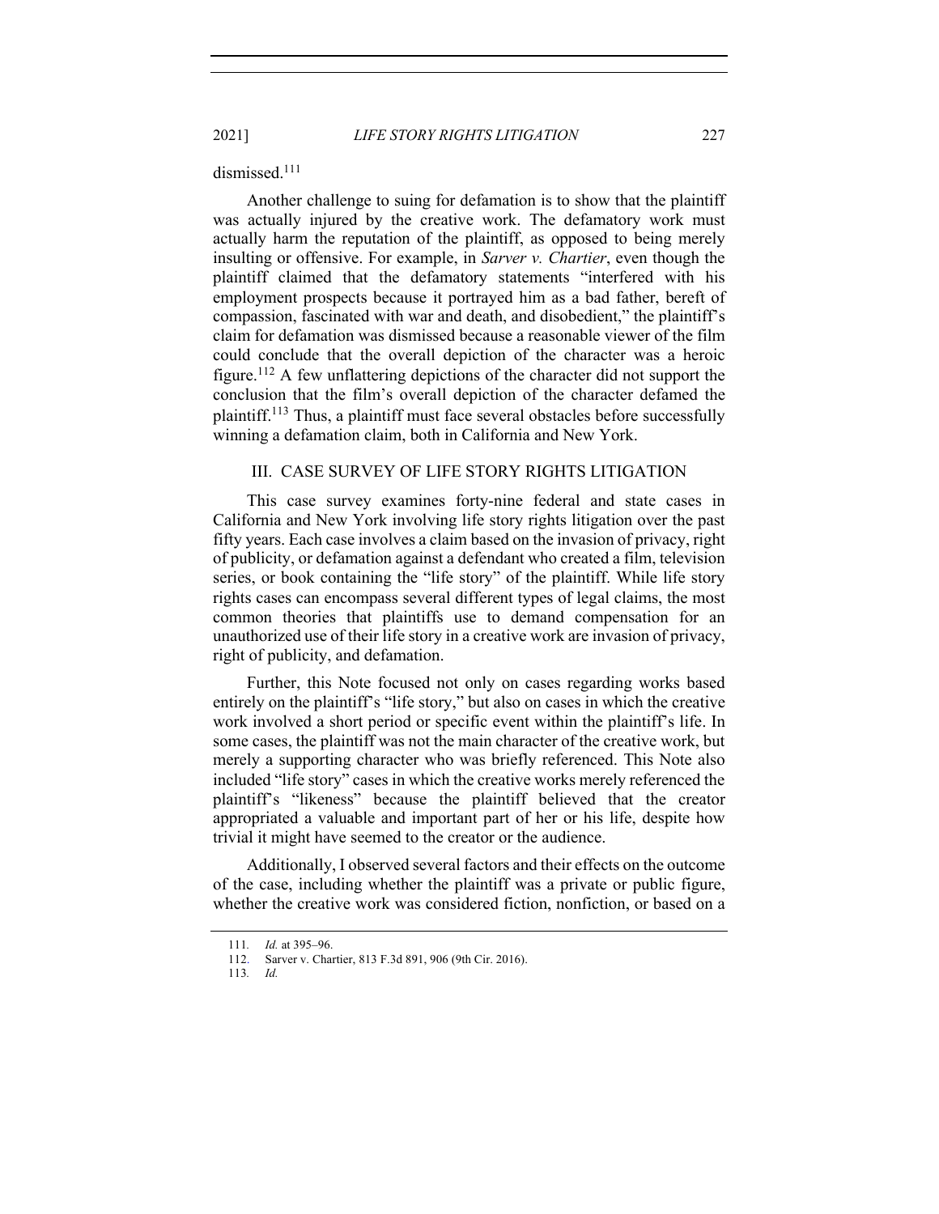dismissed.[111]

Another challenge to suing for defamation is to show that the plaintiff was actually injured by the creative work. The defamatory work must actually harm the reputation of the plaintiff, as opposed to being merely insulting or offensive. For example, in *Sarver v. Chartier*, even though the plaintiff claimed that the defamatory statements "interfered with his employment prospects because it portrayed him as a bad father, bereft of compassion, fascinated with war and death, and disobedient," the plaintiff's claim for defamation was dismissed because a reasonable viewer of the film could conclude that the overall depiction of the character was a heroic figure.[112] A few unflattering depictions of the character did not support the conclusion that the film's overall depiction of the character defamed the plaintiff.[113] Thus, a plaintiff must face several obstacles before successfully winning a defamation claim, both in California and New York.

## III. CASE SURVEY OF LIFE STORY RIGHTS LITIGATION

This case survey examines forty-nine federal and state cases in California and New York involving life story rights litigation over the past fifty years. Each case involves a claim based on the invasion of privacy, right of publicity, or defamation against a defendant who created a film, television series, or book containing the "life story" of the plaintiff. While life story rights cases can encompass several different types of legal claims, the most common theories that plaintiffs use to demand compensation for an unauthorized use of their life story in a creative work are invasion of privacy, right of publicity, and defamation.

Further, this Note focused not only on cases regarding works based entirely on the plaintiff's "life story," but also on cases in which the creative work involved a short period or specific event within the plaintiff's life. In some cases, the plaintiff was not the main character of the creative work, but merely a supporting character who was briefly referenced. This Note also included "life story" cases in which the creative works merely referenced the plaintiff's "likeness" because the plaintiff believed that the creator appropriated a valuable and important part of her or his life, despite how trivial it might have seemed to the creator or the audience.

Additionally, I observed several factors and their effects on the outcome of the case, including whether the plaintiff was a private or public figure, whether the creative work was considered fiction, nonfiction, or based on a

---

111. *Id.* at 395–96.

112. Sarver v. Chartier, 813 F.3d 891, 906 (9th Cir. 2016).

113. *Id.*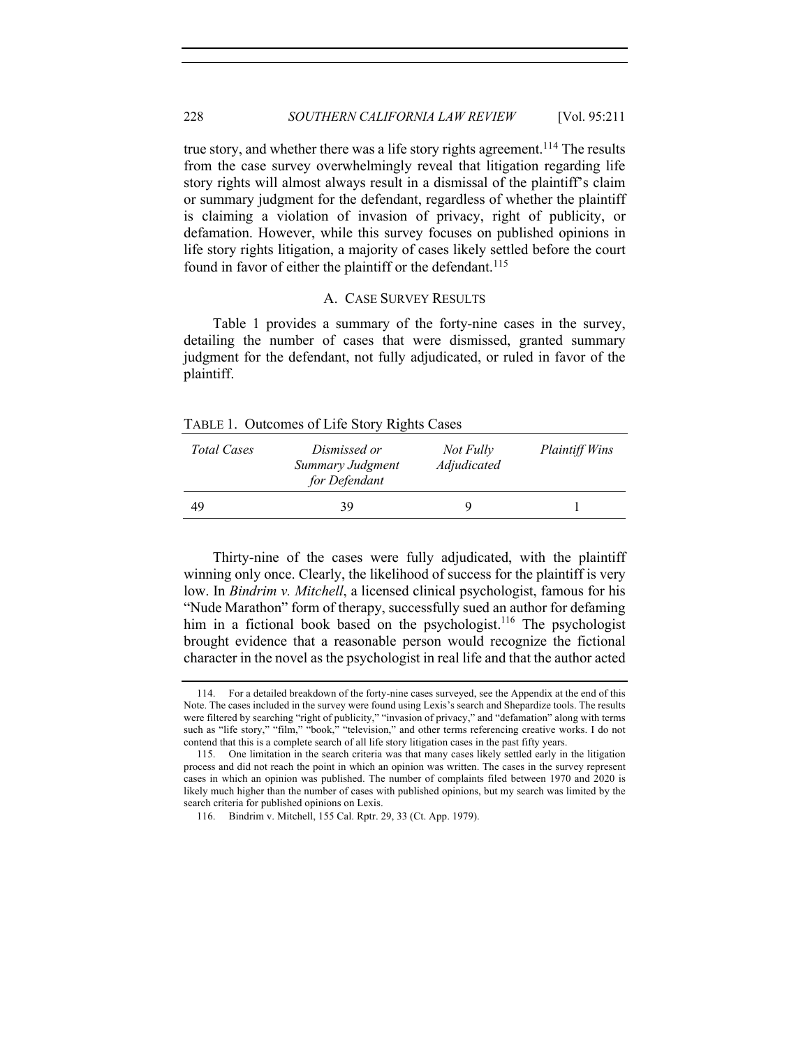true story, and whether there was a life story rights agreement.[114] The results from the case survey overwhelmingly reveal that litigation regarding life story rights will almost always result in a dismissal of the plaintiff's claim or summary judgment for the defendant, regardless of whether the plaintiff is claiming a violation of invasion of privacy, right of publicity, or defamation. However, while this survey focuses on published opinions in life story rights litigation, a majority of cases likely settled before the court found in favor of either the plaintiff or the defendant.[115]

## A. CASE SURVEY RESULTS

Table 1 provides a summary of the forty-nine cases in the survey, detailing the number of cases that were dismissed, granted summary judgment for the defendant, not fully adjudicated, or ruled in favor of the plaintiff.

TABLE 1. Outcomes of Life Story Rights Cases

| *Total Cases* | *Dismissed or Summary Judgment for Defendant* | *Not Fully Adjudicated* | *Plaintiff Wins* |
|---|---|---|---|
| 49 | 39 | 9 | 1 |

Thirty-nine of the cases were fully adjudicated, with the plaintiff winning only once. Clearly, the likelihood of success for the plaintiff is very low. In *Bindrim v. Mitchell*, a licensed clinical psychologist, famous for his "Nude Marathon" form of therapy, successfully sued an author for defaming him in a fictional book based on the psychologist.[116] The psychologist brought evidence that a reasonable person would recognize the fictional character in the novel as the psychologist in real life and that the author acted

---

114. For a detailed breakdown of the forty-nine cases surveyed, see the Appendix at the end of this Note. The cases included in the survey were found using Lexis's search and Shepardize tools. The results were filtered by searching "right of publicity," "invasion of privacy," and "defamation" along with terms such as "life story," "film," "book," "television," and other terms referencing creative works. I do not contend that this is a complete search of all life story litigation cases in the past fifty years.

115. One limitation in the search criteria was that many cases likely settled early in the litigation process and did not reach the point in which an opinion was written. The cases in the survey represent cases in which an opinion was published. The number of complaints filed between 1970 and 2020 is likely much higher than the number of cases with published opinions, but my search was limited by the search criteria for published opinions on Lexis.

116. Bindrim v. Mitchell, 155 Cal. Rptr. 29, 33 (Ct. App. 1979).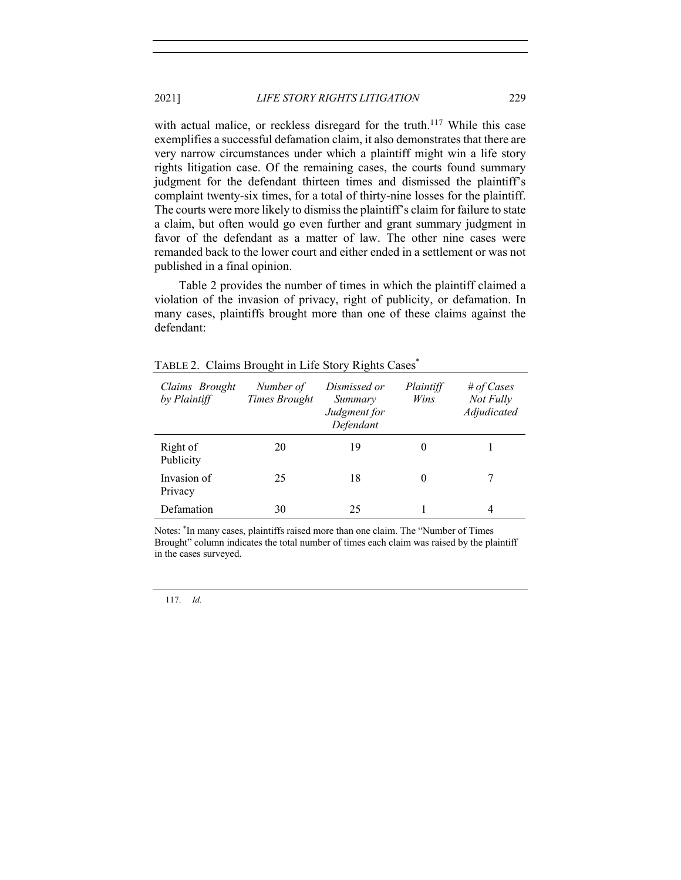with actual malice, or reckless disregard for the truth.[117] While this case exemplifies a successful defamation claim, it also demonstrates that there are very narrow circumstances under which a plaintiff might win a life story rights litigation case. Of the remaining cases, the courts found summary judgment for the defendant thirteen times and dismissed the plaintiff's complaint twenty-six times, for a total of thirty-nine losses for the plaintiff. The courts were more likely to dismiss the plaintiff's claim for failure to state a claim, but often would go even further and grant summary judgment in favor of the defendant as a matter of law. The other nine cases were remanded back to the lower court and either ended in a settlement or was not published in a final opinion.

Table 2 provides the number of times in which the plaintiff claimed a violation of the invasion of privacy, right of publicity, or defamation. In many cases, plaintiffs brought more than one of these claims against the defendant:

TABLE 2. Claims Brought in Life Story Rights Cases*

| *Claims Brought by Plaintiff* | *Number of Times Brought* | *Dismissed or Summary Judgment for Defendant* | *Plaintiff Wins* | *# of Cases Not Fully Adjudicated* |
|---|---|---|---|---|
| Right of Publicity | 20 | 19 | 0 | 1 |
| Invasion of Privacy | 25 | 18 | 0 | 7 |
| Defamation | 30 | 25 | 1 | 4 |

Notes: *In many cases, plaintiffs raised more than one claim. The "Number of Times Brought" column indicates the total number of times each claim was raised by the plaintiff in the cases surveyed.

117. *Id.*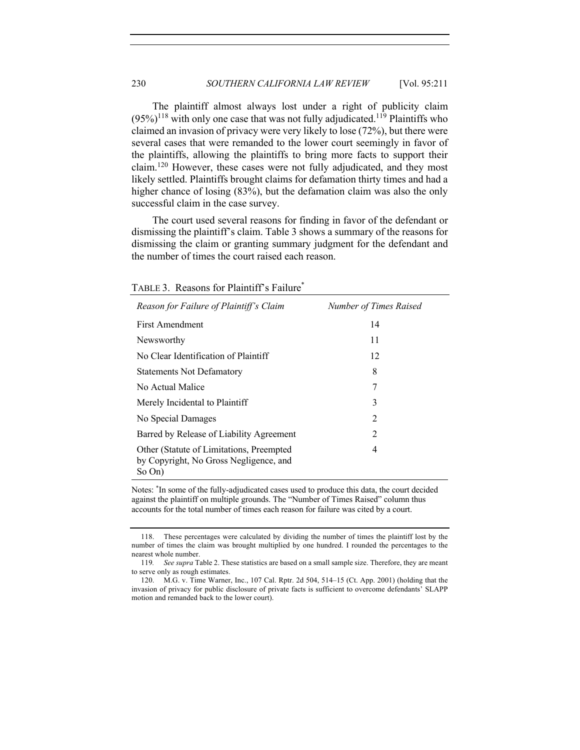The plaintiff almost always lost under a right of publicity claim (95%)[118] with only one case that was not fully adjudicated.[119] Plaintiffs who claimed an invasion of privacy were very likely to lose (72%), but there were several cases that were remanded to the lower court seemingly in favor of the plaintiffs, allowing the plaintiffs to bring more facts to support their claim.[120] However, these cases were not fully adjudicated, and they most likely settled. Plaintiffs brought claims for defamation thirty times and had a higher chance of losing (83%), but the defamation claim was also the only successful claim in the case survey.

The court used several reasons for finding in favor of the defendant or dismissing the plaintiff's claim. Table 3 shows a summary of the reasons for dismissing the claim or granting summary judgment for the defendant and the number of times the court raised each reason.

TABLE 3. Reasons for Plaintiff's Failure*

| *Reason for Failure of Plaintiff's Claim* | *Number of Times Raised* |
| --- | --- |
| First Amendment | 14 |
| Newsworthy | 11 |
| No Clear Identification of Plaintiff | 12 |
| Statements Not Defamatory | 8 |
| No Actual Malice | 7 |
| Merely Incidental to Plaintiff | 3 |
| No Special Damages | 2 |
| Barred by Release of Liability Agreement | 2 |
| Other (Statute of Limitations, Preempted by Copyright, No Gross Negligence, and So On) | 4 |

Notes: *In some of the fully-adjudicated cases used to produce this data, the court decided against the plaintiff on multiple grounds. The "Number of Times Raised" column thus accounts for the total number of times each reason for failure was cited by a court.

118. These percentages were calculated by dividing the number of times the plaintiff lost by the number of times the claim was brought multiplied by one hundred. I rounded the percentages to the nearest whole number.

119. *See supra* Table 2. These statistics are based on a small sample size. Therefore, they are meant to serve only as rough estimates.

120. M.G. v. Time Warner, Inc., 107 Cal. Rptr. 2d 504, 514–15 (Ct. App. 2001) (holding that the invasion of privacy for public disclosure of private facts is sufficient to overcome defendants' SLAPP motion and remanded back to the lower court).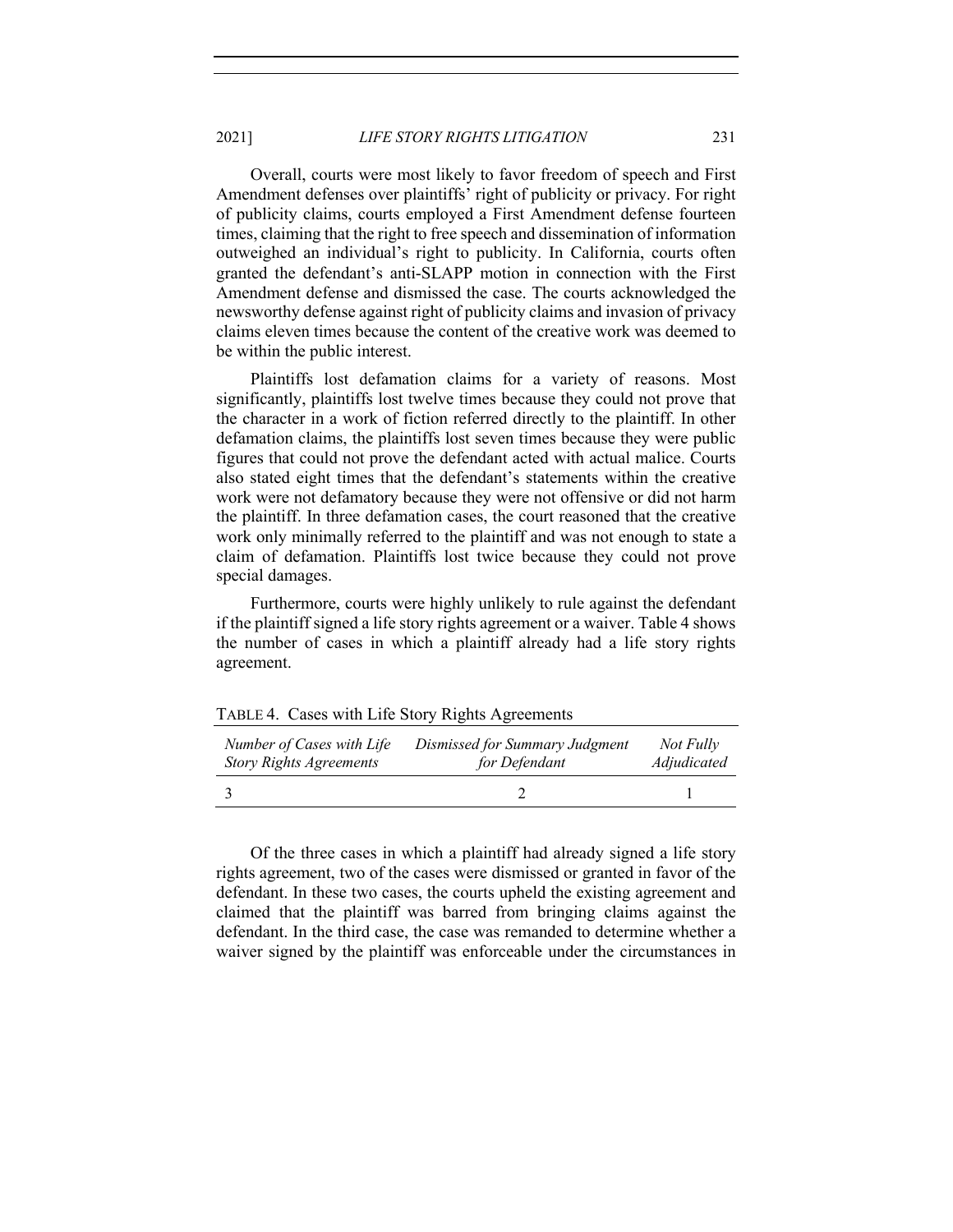Overall, courts were most likely to favor freedom of speech and First Amendment defenses over plaintiffs' right of publicity or privacy. For right of publicity claims, courts employed a First Amendment defense fourteen times, claiming that the right to free speech and dissemination of information outweighed an individual's right to publicity. In California, courts often granted the defendant's anti-SLAPP motion in connection with the First Amendment defense and dismissed the case. The courts acknowledged the newsworthy defense against right of publicity claims and invasion of privacy claims eleven times because the content of the creative work was deemed to be within the public interest.

Plaintiffs lost defamation claims for a variety of reasons. Most significantly, plaintiffs lost twelve times because they could not prove that the character in a work of fiction referred directly to the plaintiff. In other defamation claims, the plaintiffs lost seven times because they were public figures that could not prove the defendant acted with actual malice. Courts also stated eight times that the defendant's statements within the creative work were not defamatory because they were not offensive or did not harm the plaintiff. In three defamation cases, the court reasoned that the creative work only minimally referred to the plaintiff and was not enough to state a claim of defamation. Plaintiffs lost twice because they could not prove special damages.

Furthermore, courts were highly unlikely to rule against the defendant if the plaintiff signed a life story rights agreement or a waiver. Table 4 shows the number of cases in which a plaintiff already had a life story rights agreement.

TABLE 4. Cases with Life Story Rights Agreements

| *Number of Cases with Life Story Rights Agreements* | *Dismissed for Summary Judgment for Defendant* | *Not Fully Adjudicated* |
|---|---|---|
| 3 | 2 | 1 |

Of the three cases in which a plaintiff had already signed a life story rights agreement, two of the cases were dismissed or granted in favor of the defendant. In these two cases, the courts upheld the existing agreement and claimed that the plaintiff was barred from bringing claims against the defendant. In the third case, the case was remanded to determine whether a waiver signed by the plaintiff was enforceable under the circumstances in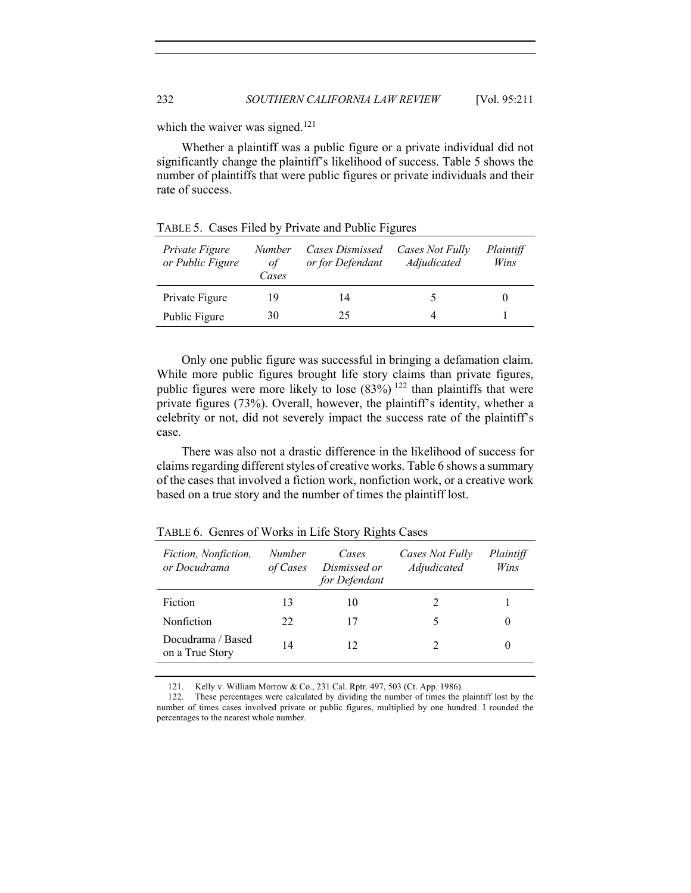which the waiver was signed.[121]

Whether a plaintiff was a public figure or a private individual did not significantly change the plaintiff's likelihood of success. Table 5 shows the number of plaintiffs that were public figures or private individuals and their rate of success.

TABLE 5. Cases Filed by Private and Public Figures

| *Private Figure or Public Figure* | *Number of Cases* | *Cases Dismissed or for Defendant* | *Cases Not Fully Adjudicated* | *Plaintiff Wins* |
|---|---|---|---|---|
| Private Figure | 19 | 14 | 5 | 0 |
| Public Figure | 30 | 25 | 4 | 1 |

Only one public figure was successful in bringing a defamation claim. While more public figures brought life story claims than private figures, public figures were more likely to lose (83%)[122] than plaintiffs that were private figures (73%). Overall, however, the plaintiff's identity, whether a celebrity or not, did not severely impact the success rate of the plaintiff's case.

There was also not a drastic difference in the likelihood of success for claims regarding different styles of creative works. Table 6 shows a summary of the cases that involved a fiction work, nonfiction work, or a creative work based on a true story and the number of times the plaintiff lost.

TABLE 6. Genres of Works in Life Story Rights Cases

| *Fiction, Nonfiction, or Docudrama* | *Number of Cases* | *Cases Dismissed or for Defendant* | *Cases Not Fully Adjudicated* | *Plaintiff Wins* |
|---|---|---|---|---|
| Fiction | 13 | 10 | 2 | 1 |
| Nonfiction | 22 | 17 | 5 | 0 |
| Docudrama / Based on a True Story | 14 | 12 | 2 | 0 |

121. Kelly v. William Morrow & Co., 231 Cal. Rptr. 497, 503 (Ct. App. 1986).

122. These percentages were calculated by dividing the number of times the plaintiff lost by the number of times cases involved private or public figures, multiplied by one hundred. I rounded the percentages to the nearest whole number.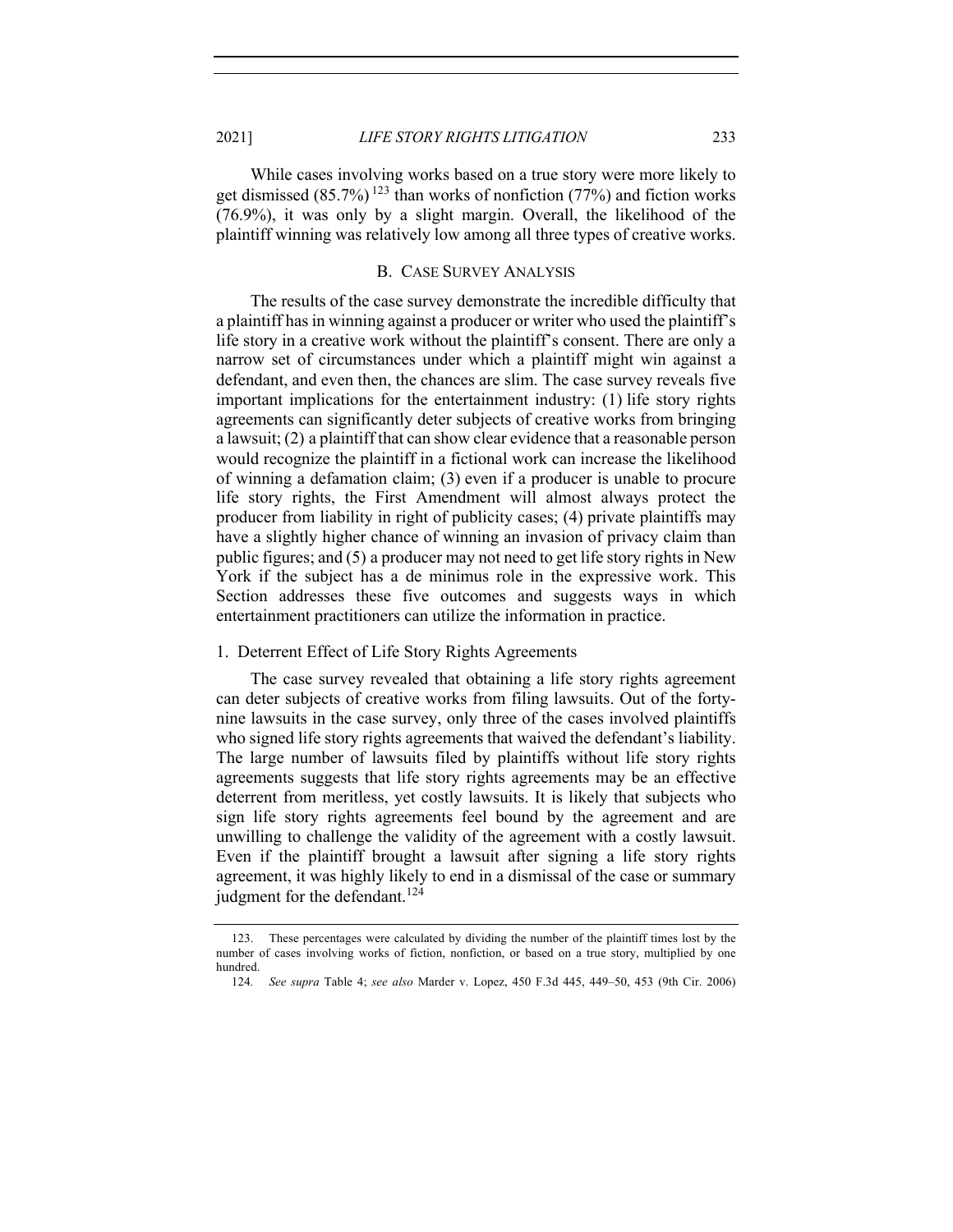While cases involving works based on a true story were more likely to get dismissed (85.7%)[123] than works of nonfiction (77%) and fiction works (76.9%), it was only by a slight margin. Overall, the likelihood of the plaintiff winning was relatively low among all three types of creative works.

## B. Case Survey Analysis

The results of the case survey demonstrate the incredible difficulty that a plaintiff has in winning against a producer or writer who used the plaintiff's life story in a creative work without the plaintiff's consent. There are only a narrow set of circumstances under which a plaintiff might win against a defendant, and even then, the chances are slim. The case survey reveals five important implications for the entertainment industry: (1) life story rights agreements can significantly deter subjects of creative works from bringing a lawsuit; (2) a plaintiff that can show clear evidence that a reasonable person would recognize the plaintiff in a fictional work can increase the likelihood of winning a defamation claim; (3) even if a producer is unable to procure life story rights, the First Amendment will almost always protect the producer from liability in right of publicity cases; (4) private plaintiffs may have a slightly higher chance of winning an invasion of privacy claim than public figures; and (5) a producer may not need to get life story rights in New York if the subject has a de minimus role in the expressive work. This Section addresses these five outcomes and suggests ways in which entertainment practitioners can utilize the information in practice.

### 1. Deterrent Effect of Life Story Rights Agreements

The case survey revealed that obtaining a life story rights agreement can deter subjects of creative works from filing lawsuits. Out of the forty-nine lawsuits in the case survey, only three of the cases involved plaintiffs who signed life story rights agreements that waived the defendant's liability. The large number of lawsuits filed by plaintiffs without life story rights agreements suggests that life story rights agreements may be an effective deterrent from meritless, yet costly lawsuits. It is likely that subjects who sign life story rights agreements feel bound by the agreement and are unwilling to challenge the validity of the agreement with a costly lawsuit. Even if the plaintiff brought a lawsuit after signing a life story rights agreement, it was highly likely to end in a dismissal of the case or summary judgment for the defendant.[124]

---

123. These percentages were calculated by dividing the number of the plaintiff times lost by the number of cases involving works of fiction, nonfiction, or based on a true story, multiplied by one hundred.

124. *See supra* Table 4; *see also* Marder v. Lopez, 450 F.3d 445, 449–50, 453 (9th Cir. 2006)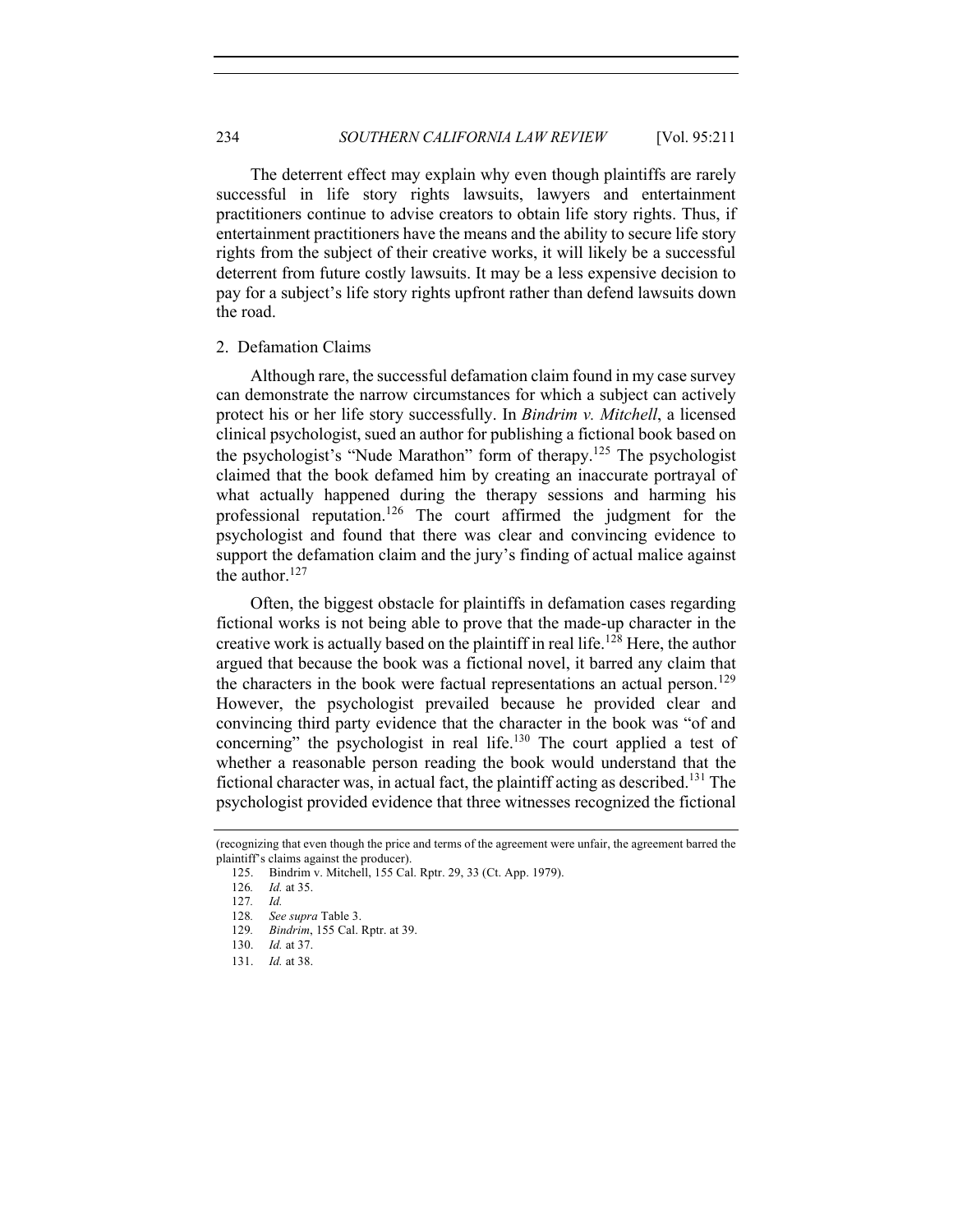The deterrent effect may explain why even though plaintiffs are rarely successful in life story rights lawsuits, lawyers and entertainment practitioners continue to advise creators to obtain life story rights. Thus, if entertainment practitioners have the means and the ability to secure life story rights from the subject of their creative works, it will likely be a successful deterrent from future costly lawsuits. It may be a less expensive decision to pay for a subject's life story rights upfront rather than defend lawsuits down the road.

### 2. Defamation Claims

Although rare, the successful defamation claim found in my case survey can demonstrate the narrow circumstances for which a subject can actively protect his or her life story successfully. In *Bindrim v. Mitchell*, a licensed clinical psychologist, sued an author for publishing a fictional book based on the psychologist's "Nude Marathon" form of therapy.[125] The psychologist claimed that the book defamed him by creating an inaccurate portrayal of what actually happened during the therapy sessions and harming his professional reputation.[126] The court affirmed the judgment for the psychologist and found that there was clear and convincing evidence to support the defamation claim and the jury's finding of actual malice against the author.[127]

Often, the biggest obstacle for plaintiffs in defamation cases regarding fictional works is not being able to prove that the made-up character in the creative work is actually based on the plaintiff in real life.[128] Here, the author argued that because the book was a fictional novel, it barred any claim that the characters in the book were factual representations an actual person.[129] However, the psychologist prevailed because he provided clear and convincing third party evidence that the character in the book was "of and concerning" the psychologist in real life.[130] The court applied a test of whether a reasonable person reading the book would understand that the fictional character was, in actual fact, the plaintiff acting as described.[131] The psychologist provided evidence that three witnesses recognized the fictional

(recognizing that even though the price and terms of the agreement were unfair, the agreement barred the plaintiff's claims against the producer).

125. Bindrim v. Mitchell, 155 Cal. Rptr. 29, 33 (Ct. App. 1979).

126. *Id.* at 35.

127. *Id.*

128. *See supra* Table 3.

129. *Bindrim*, 155 Cal. Rptr. at 39.

130. *Id.* at 37.

131. *Id.* at 38.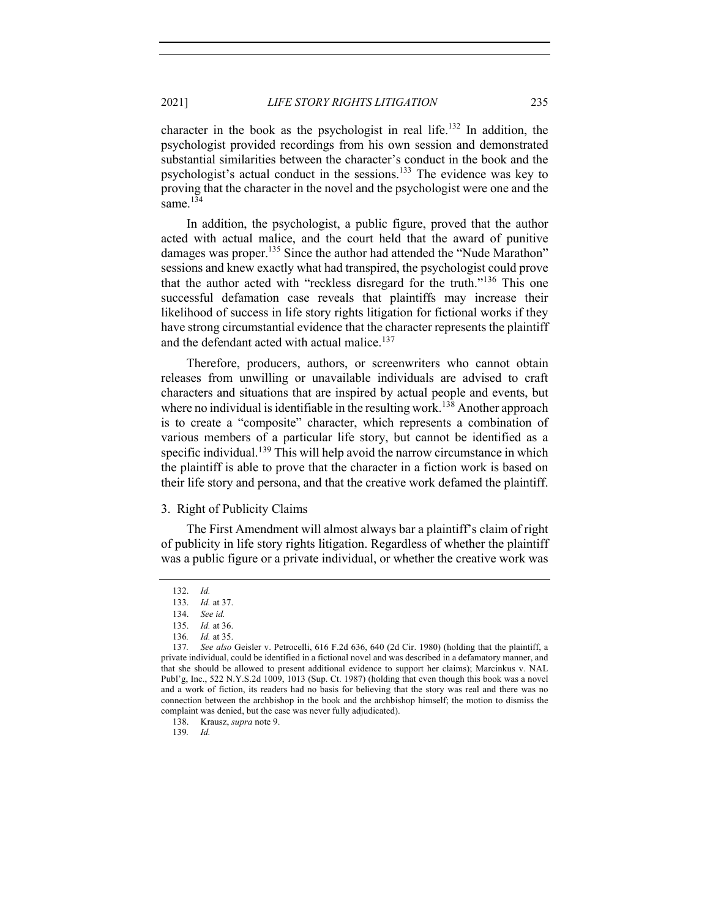character in the book as the psychologist in real life.[132] In addition, the psychologist provided recordings from his own session and demonstrated substantial similarities between the character's conduct in the book and the psychologist's actual conduct in the sessions.[133] The evidence was key to proving that the character in the novel and the psychologist were one and the same.[134]

In addition, the psychologist, a public figure, proved that the author acted with actual malice, and the court held that the award of punitive damages was proper.[135] Since the author had attended the "Nude Marathon" sessions and knew exactly what had transpired, the psychologist could prove that the author acted with "reckless disregard for the truth."[136] This one successful defamation case reveals that plaintiffs may increase their likelihood of success in life story rights litigation for fictional works if they have strong circumstantial evidence that the character represents the plaintiff and the defendant acted with actual malice.[137]

Therefore, producers, authors, or screenwriters who cannot obtain releases from unwilling or unavailable individuals are advised to craft characters and situations that are inspired by actual people and events, but where no individual is identifiable in the resulting work.[138] Another approach is to create a "composite" character, which represents a combination of various members of a particular life story, but cannot be identified as a specific individual.[139] This will help avoid the narrow circumstance in which the plaintiff is able to prove that the character in a fiction work is based on their life story and persona, and that the creative work defamed the plaintiff.

### 3. Right of Publicity Claims

The First Amendment will almost always bar a plaintiff's claim of right of publicity in life story rights litigation. Regardless of whether the plaintiff was a public figure or a private individual, or whether the creative work was

---

132. *Id.*

133. *Id.* at 37.

134. *See id.*

135. *Id.* at 36.

136. *Id.* at 35.

137. *See also* Geisler v. Petrocelli, 616 F.2d 636, 640 (2d Cir. 1980) (holding that the plaintiff, a private individual, could be identified in a fictional novel and was described in a defamatory manner, and that she should be allowed to present additional evidence to support her claims); Marcinkus v. NAL Publ'g, Inc., 522 N.Y.S.2d 1009, 1013 (Sup. Ct. 1987) (holding that even though this book was a novel and a work of fiction, its readers had no basis for believing that the story was real and there was no connection between the archbishop in the book and the archbishop himself; the motion to dismiss the complaint was denied, but the case was never fully adjudicated).

138. Krausz, *supra* note 9.

139. *Id.*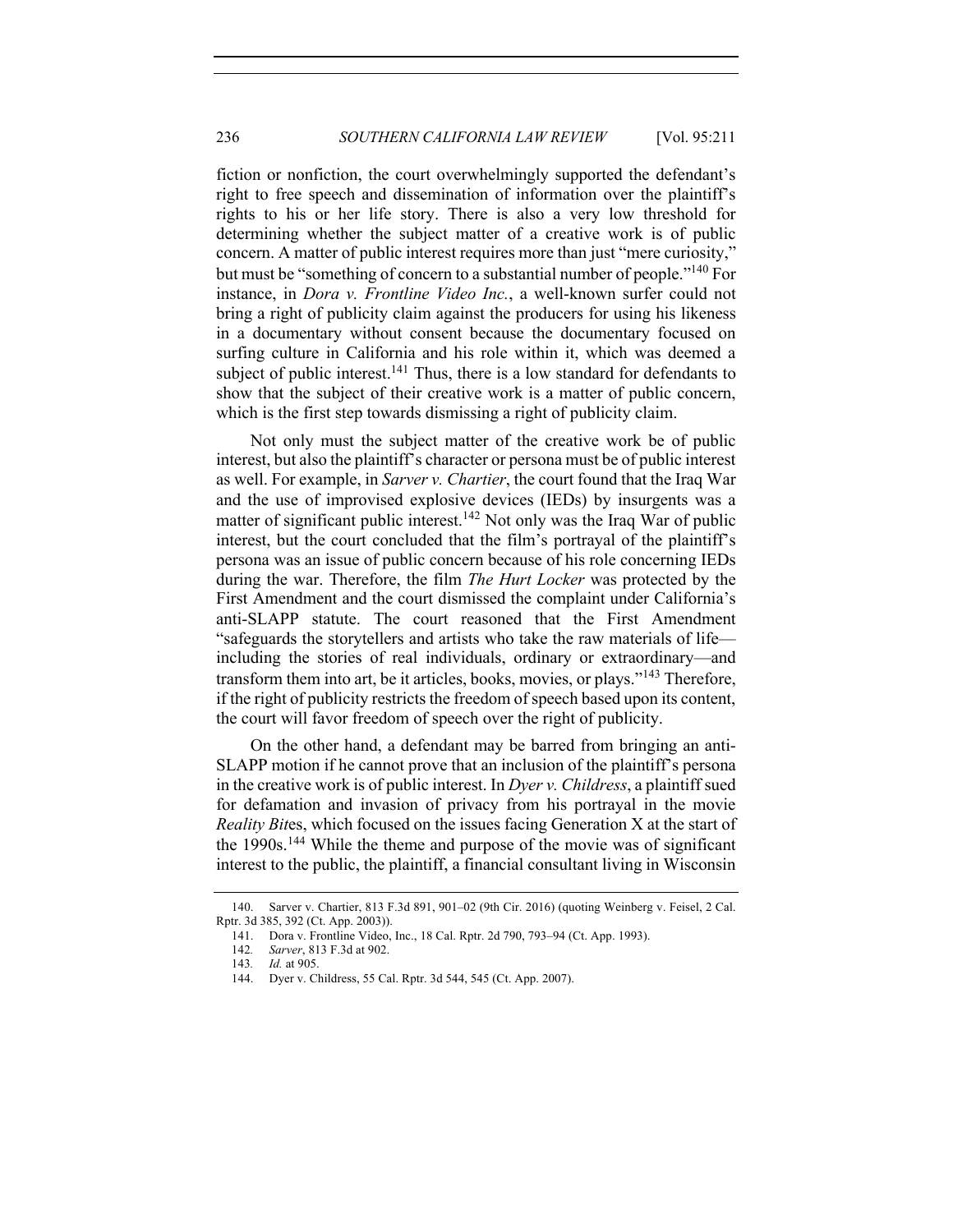fiction or nonfiction, the court overwhelmingly supported the defendant's right to free speech and dissemination of information over the plaintiff's rights to his or her life story. There is also a very low threshold for determining whether the subject matter of a creative work is of public concern. A matter of public interest requires more than just "mere curiosity," but must be "something of concern to a substantial number of people."[140] For instance, in *Dora v. Frontline Video Inc.*, a well-known surfer could not bring a right of publicity claim against the producers for using his likeness in a documentary without consent because the documentary focused on surfing culture in California and his role within it, which was deemed a subject of public interest.[141] Thus, there is a low standard for defendants to show that the subject of their creative work is a matter of public concern, which is the first step towards dismissing a right of publicity claim.

Not only must the subject matter of the creative work be of public interest, but also the plaintiff's character or persona must be of public interest as well. For example, in *Sarver v. Chartier*, the court found that the Iraq War and the use of improvised explosive devices (IEDs) by insurgents was a matter of significant public interest.[142] Not only was the Iraq War of public interest, but the court concluded that the film's portrayal of the plaintiff's persona was an issue of public concern because of his role concerning IEDs during the war. Therefore, the film *The Hurt Locker* was protected by the First Amendment and the court dismissed the complaint under California's anti-SLAPP statute. The court reasoned that the First Amendment "safeguards the storytellers and artists who take the raw materials of life—including the stories of real individuals, ordinary or extraordinary—and transform them into art, be it articles, books, movies, or plays."[143] Therefore, if the right of publicity restricts the freedom of speech based upon its content, the court will favor freedom of speech over the right of publicity.

On the other hand, a defendant may be barred from bringing an anti-SLAPP motion if he cannot prove that an inclusion of the plaintiff's persona in the creative work is of public interest. In *Dyer v. Childress*, a plaintiff sued for defamation and invasion of privacy from his portrayal in the movie *Reality Bites*, which focused on the issues facing Generation X at the start of the 1990s.[144] While the theme and purpose of the movie was of significant interest to the public, the plaintiff, a financial consultant living in Wisconsin

---

140. Sarver v. Chartier, 813 F.3d 891, 901–02 (9th Cir. 2016) (quoting Weinberg v. Feisel, 2 Cal. Rptr. 3d 385, 392 (Ct. App. 2003)).

141. Dora v. Frontline Video, Inc., 18 Cal. Rptr. 2d 790, 793–94 (Ct. App. 1993).

142. *Sarver*, 813 F.3d at 902.

143. *Id.* at 905.

144. Dyer v. Childress, 55 Cal. Rptr. 3d 544, 545 (Ct. App. 2007).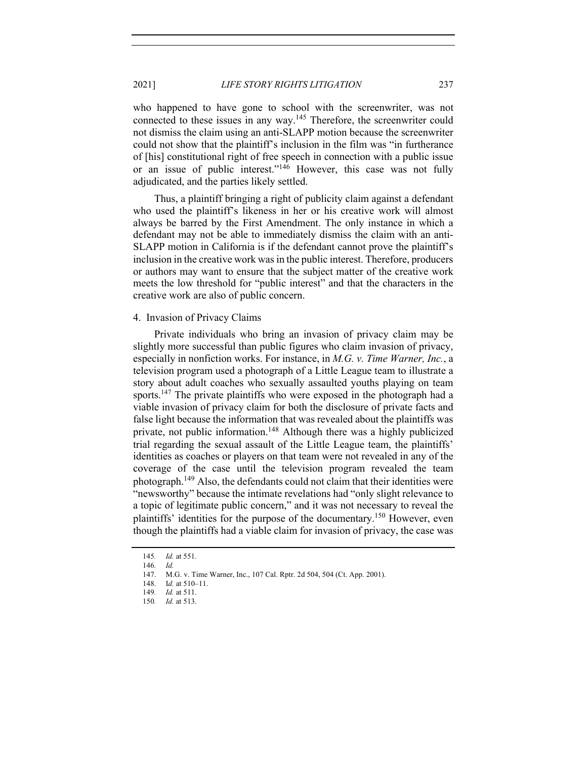who happened to have gone to school with the screenwriter, was not connected to these issues in any way.[145] Therefore, the screenwriter could not dismiss the claim using an anti-SLAPP motion because the screenwriter could not show that the plaintiff's inclusion in the film was "in furtherance of [his] constitutional right of free speech in connection with a public issue or an issue of public interest."[146] However, this case was not fully adjudicated, and the parties likely settled.

Thus, a plaintiff bringing a right of publicity claim against a defendant who used the plaintiff's likeness in her or his creative work will almost always be barred by the First Amendment. The only instance in which a defendant may not be able to immediately dismiss the claim with an anti-SLAPP motion in California is if the defendant cannot prove the plaintiff's inclusion in the creative work was in the public interest. Therefore, producers or authors may want to ensure that the subject matter of the creative work meets the low threshold for "public interest" and that the characters in the creative work are also of public concern.

4. Invasion of Privacy Claims

Private individuals who bring an invasion of privacy claim may be slightly more successful than public figures who claim invasion of privacy, especially in nonfiction works. For instance, in *M.G. v. Time Warner, Inc.*, a television program used a photograph of a Little League team to illustrate a story about adult coaches who sexually assaulted youths playing on team sports.[147] The private plaintiffs who were exposed in the photograph had a viable invasion of privacy claim for both the disclosure of private facts and false light because the information that was revealed about the plaintiffs was private, not public information.[148] Although there was a highly publicized trial regarding the sexual assault of the Little League team, the plaintiffs' identities as coaches or players on that team were not revealed in any of the coverage of the case until the television program revealed the team photograph.[149] Also, the defendants could not claim that their identities were "newsworthy" because the intimate revelations had "only slight relevance to a topic of legitimate public concern," and it was not necessary to reveal the plaintiffs' identities for the purpose of the documentary.[150] However, even though the plaintiffs had a viable claim for invasion of privacy, the case was

---

145. *Id.* at 551.
146. *Id.*
147. M.G. v. Time Warner, Inc., 107 Cal. Rptr. 2d 504, 504 (Ct. App. 2001).
148. *Id.* at 510–11.
149. *Id.* at 511.
150. *Id.* at 513.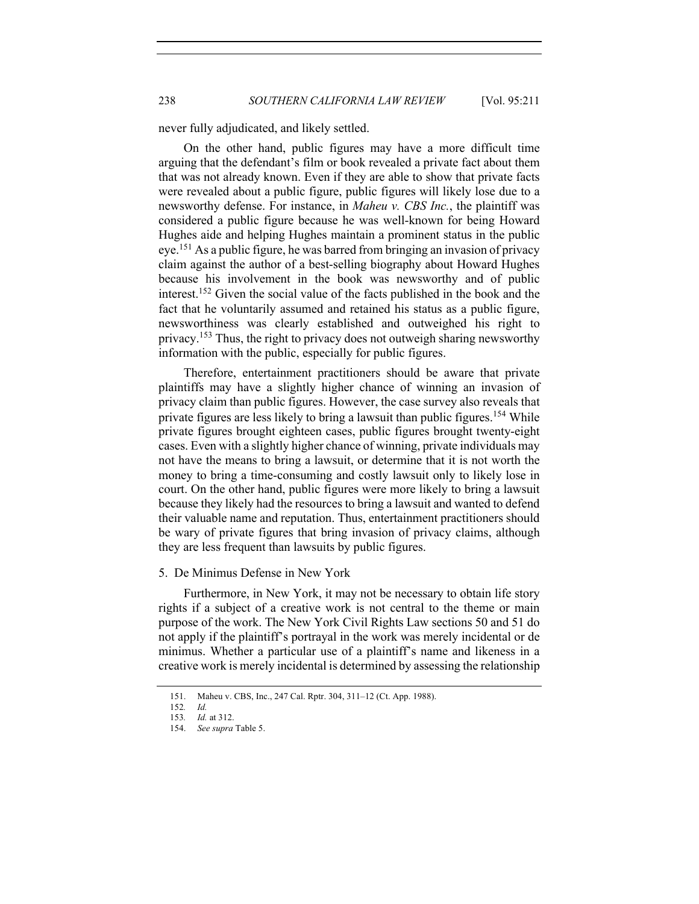never fully adjudicated, and likely settled.

On the other hand, public figures may have a more difficult time arguing that the defendant's film or book revealed a private fact about them that was not already known. Even if they are able to show that private facts were revealed about a public figure, public figures will likely lose due to a newsworthy defense. For instance, in *Maheu v. CBS Inc.*, the plaintiff was considered a public figure because he was well-known for being Howard Hughes aide and helping Hughes maintain a prominent status in the public eye.[151] As a public figure, he was barred from bringing an invasion of privacy claim against the author of a best-selling biography about Howard Hughes because his involvement in the book was newsworthy and of public interest.[152] Given the social value of the facts published in the book and the fact that he voluntarily assumed and retained his status as a public figure, newsworthiness was clearly established and outweighed his right to privacy.[153] Thus, the right to privacy does not outweigh sharing newsworthy information with the public, especially for public figures.

Therefore, entertainment practitioners should be aware that private plaintiffs may have a slightly higher chance of winning an invasion of privacy claim than public figures. However, the case survey also reveals that private figures are less likely to bring a lawsuit than public figures.[154] While private figures brought eighteen cases, public figures brought twenty-eight cases. Even with a slightly higher chance of winning, private individuals may not have the means to bring a lawsuit, or determine that it is not worth the money to bring a time-consuming and costly lawsuit only to likely lose in court. On the other hand, public figures were more likely to bring a lawsuit because they likely had the resources to bring a lawsuit and wanted to defend their valuable name and reputation. Thus, entertainment practitioners should be wary of private figures that bring invasion of privacy claims, although they are less frequent than lawsuits by public figures.

### 5. De Minimus Defense in New York

Furthermore, in New York, it may not be necessary to obtain life story rights if a subject of a creative work is not central to the theme or main purpose of the work. The New York Civil Rights Law sections 50 and 51 do not apply if the plaintiff's portrayal in the work was merely incidental or de minimus. Whether a particular use of a plaintiff's name and likeness in a creative work is merely incidental is determined by assessing the relationship

151. Maheu v. CBS, Inc., 247 Cal. Rptr. 304, 311–12 (Ct. App. 1988).

152. *Id.*

153. *Id.* at 312.

154. *See supra* Table 5.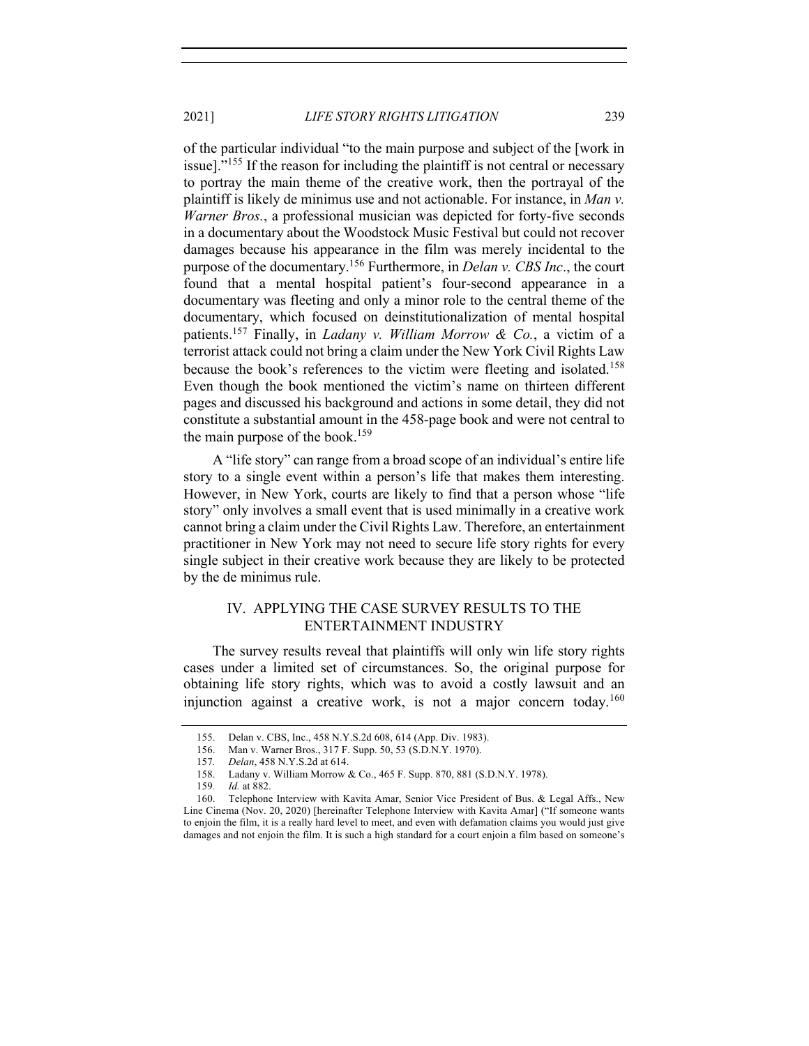of the particular individual "to the main purpose and subject of the [work in issue]."[155] If the reason for including the plaintiff is not central or necessary to portray the main theme of the creative work, then the portrayal of the plaintiff is likely de minimus use and not actionable. For instance, in *Man v. Warner Bros.*, a professional musician was depicted for forty-five seconds in a documentary about the Woodstock Music Festival but could not recover damages because his appearance in the film was merely incidental to the purpose of the documentary.[156] Furthermore, in *Delan v. CBS Inc*., the court found that a mental hospital patient's four-second appearance in a documentary was fleeting and only a minor role to the central theme of the documentary, which focused on deinstitutionalization of mental hospital patients.[157] Finally, in *Ladany v. William Morrow & Co.*, a victim of a terrorist attack could not bring a claim under the New York Civil Rights Law because the book's references to the victim were fleeting and isolated.[158] Even though the book mentioned the victim's name on thirteen different pages and discussed his background and actions in some detail, they did not constitute a substantial amount in the 458-page book and were not central to the main purpose of the book.[159]

A "life story" can range from a broad scope of an individual's entire life story to a single event within a person's life that makes them interesting. However, in New York, courts are likely to find that a person whose "life story" only involves a small event that is used minimally in a creative work cannot bring a claim under the Civil Rights Law. Therefore, an entertainment practitioner in New York may not need to secure life story rights for every single subject in their creative work because they are likely to be protected by the de minimus rule.

## IV. APPLYING THE CASE SURVEY RESULTS TO THE ENTERTAINMENT INDUSTRY

The survey results reveal that plaintiffs will only win life story rights cases under a limited set of circumstances. So, the original purpose for obtaining life story rights, which was to avoid a costly lawsuit and an injunction against a creative work, is not a major concern today.[160]

---

155. Delan v. CBS, Inc., 458 N.Y.S.2d 608, 614 (App. Div. 1983).

156. Man v. Warner Bros., 317 F. Supp. 50, 53 (S.D.N.Y. 1970).

157. *Delan*, 458 N.Y.S.2d at 614.

158. Ladany v. William Morrow & Co., 465 F. Supp. 870, 881 (S.D.N.Y. 1978).

159. *Id.* at 882.

160. Telephone Interview with Kavita Amar, Senior Vice President of Bus. & Legal Affs., New Line Cinema (Nov. 20, 2020) [hereinafter Telephone Interview with Kavita Amar] ("If someone wants to enjoin the film, it is a really hard level to meet, and even with defamation claims you would just give damages and not enjoin the film. It is such a high standard for a court enjoin a film based on someone's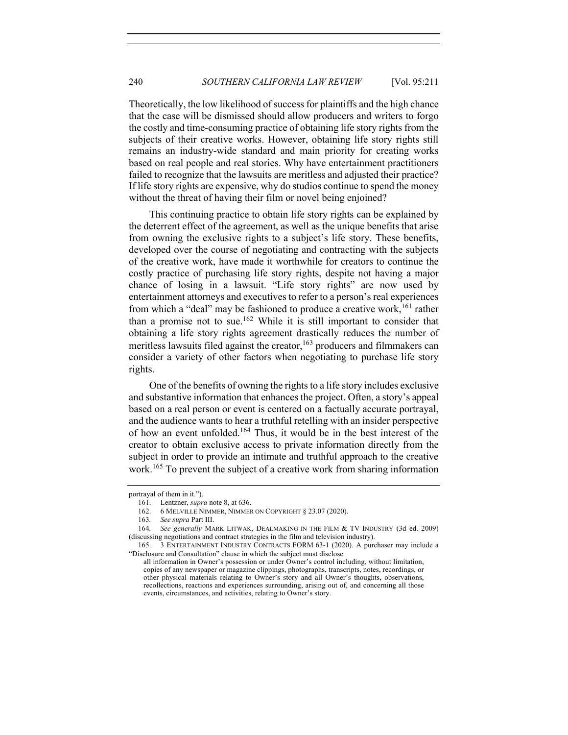Theoretically, the low likelihood of success for plaintiffs and the high chance that the case will be dismissed should allow producers and writers to forgo the costly and time-consuming practice of obtaining life story rights from the subjects of their creative works. However, obtaining life story rights still remains an industry-wide standard and main priority for creating works based on real people and real stories. Why have entertainment practitioners failed to recognize that the lawsuits are meritless and adjusted their practice? If life story rights are expensive, why do studios continue to spend the money without the threat of having their film or novel being enjoined?

This continuing practice to obtain life story rights can be explained by the deterrent effect of the agreement, as well as the unique benefits that arise from owning the exclusive rights to a subject's life story. These benefits, developed over the course of negotiating and contracting with the subjects of the creative work, have made it worthwhile for creators to continue the costly practice of purchasing life story rights, despite not having a major chance of losing in a lawsuit. "Life story rights" are now used by entertainment attorneys and executives to refer to a person's real experiences from which a "deal" may be fashioned to produce a creative work,[161] rather than a promise not to sue.[162] While it is still important to consider that obtaining a life story rights agreement drastically reduces the number of meritless lawsuits filed against the creator,[163] producers and filmmakers can consider a variety of other factors when negotiating to purchase life story rights.

One of the benefits of owning the rights to a life story includes exclusive and substantive information that enhances the project. Often, a story's appeal based on a real person or event is centered on a factually accurate portrayal, and the audience wants to hear a truthful retelling with an insider perspective of how an event unfolded.[164] Thus, it would be in the best interest of the creator to obtain exclusive access to private information directly from the subject in order to provide an intimate and truthful approach to the creative work.[165] To prevent the subject of a creative work from sharing information

---

portrayal of them in it.").

161. Lentzner, *supra* note 8, at 636.

162. 6 MELVILLE NIMMER, NIMMER ON COPYRIGHT § 23.07 (2020).

163. *See supra* Part III.

164. *See generally* MARK LITWAK, DEALMAKING IN THE FILM & TV INDUSTRY (3d ed. 2009) (discussing negotiations and contract strategies in the film and television industry).

165. 3 ENTERTAINMENT INDUSTRY CONTRACTS FORM 63-1 (2020). A purchaser may include a "Disclosure and Consultation" clause in which the subject must disclose

> all information in Owner's possession or under Owner's control including, without limitation, copies of any newspaper or magazine clippings, photographs, transcripts, notes, recordings, or other physical materials relating to Owner's story and all Owner's thoughts, observations, recollections, reactions and experiences surrounding, arising out of, and concerning all those events, circumstances, and activities, relating to Owner's story.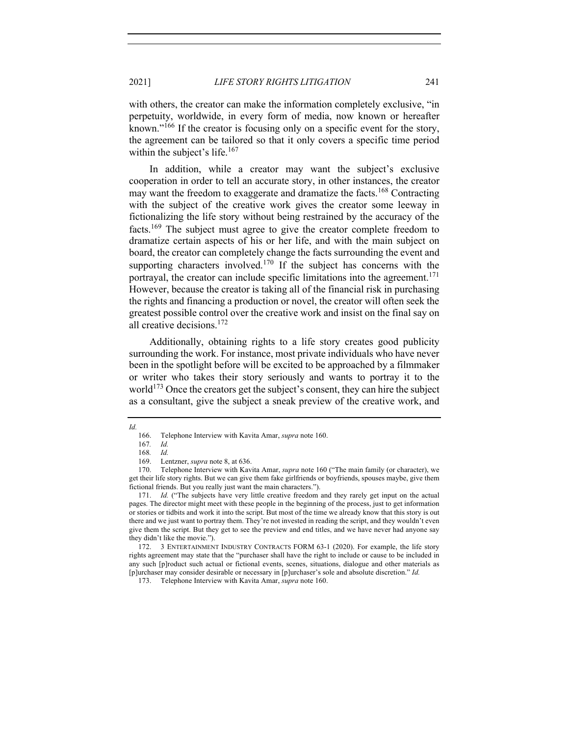with others, the creator can make the information completely exclusive, "in perpetuity, worldwide, in every form of media, now known or hereafter known."[166] If the creator is focusing only on a specific event for the story, the agreement can be tailored so that it only covers a specific time period within the subject's life.[167]

In addition, while a creator may want the subject's exclusive cooperation in order to tell an accurate story, in other instances, the creator may want the freedom to exaggerate and dramatize the facts.[168] Contracting with the subject of the creative work gives the creator some leeway in fictionalizing the life story without being restrained by the accuracy of the facts.[169] The subject must agree to give the creator complete freedom to dramatize certain aspects of his or her life, and with the main subject on board, the creator can completely change the facts surrounding the event and supporting characters involved.[170] If the subject has concerns with the portrayal, the creator can include specific limitations into the agreement.[171] However, because the creator is taking all of the financial risk in purchasing the rights and financing a production or novel, the creator will often seek the greatest possible control over the creative work and insist on the final say on all creative decisions.[172]

Additionally, obtaining rights to a life story creates good publicity surrounding the work. For instance, most private individuals who have never been in the spotlight before will be excited to be approached by a filmmaker or writer who takes their story seriously and wants to portray it to the world[173] Once the creators get the subject's consent, they can hire the subject as a consultant, give the subject a sneak preview of the creative work, and

---

*Id.*

166. Telephone Interview with Kavita Amar, *supra* note 160.

167. *Id.*

168. *Id.*

169. Lentzner, *supra* note 8, at 636.

170. Telephone Interview with Kavita Amar, *supra* note 160 ("The main family (or character), we get their life story rights. But we can give them fake girlfriends or boyfriends, spouses maybe, give them fictional friends. But you really just want the main characters.").

171. *Id.* ("The subjects have very little creative freedom and they rarely get input on the actual pages. The director might meet with these people in the beginning of the process, just to get information or stories or tidbits and work it into the script. But most of the time we already know that this story is out there and we just want to portray them. They're not invested in reading the script, and they wouldn't even give them the script. But they get to see the preview and end titles, and we have never had anyone say they didn't like the movie.").

172. 3 ENTERTAINMENT INDUSTRY CONTRACTS FORM 63-1 (2020). For example, the life story rights agreement may state that the "purchaser shall have the right to include or cause to be included in any such [p]roduct such actual or fictional events, scenes, situations, dialogue and other materials as [p]urchaser may consider desirable or necessary in [p]urchaser's sole and absolute discretion." *Id.*

173. Telephone Interview with Kavita Amar, *supra* note 160.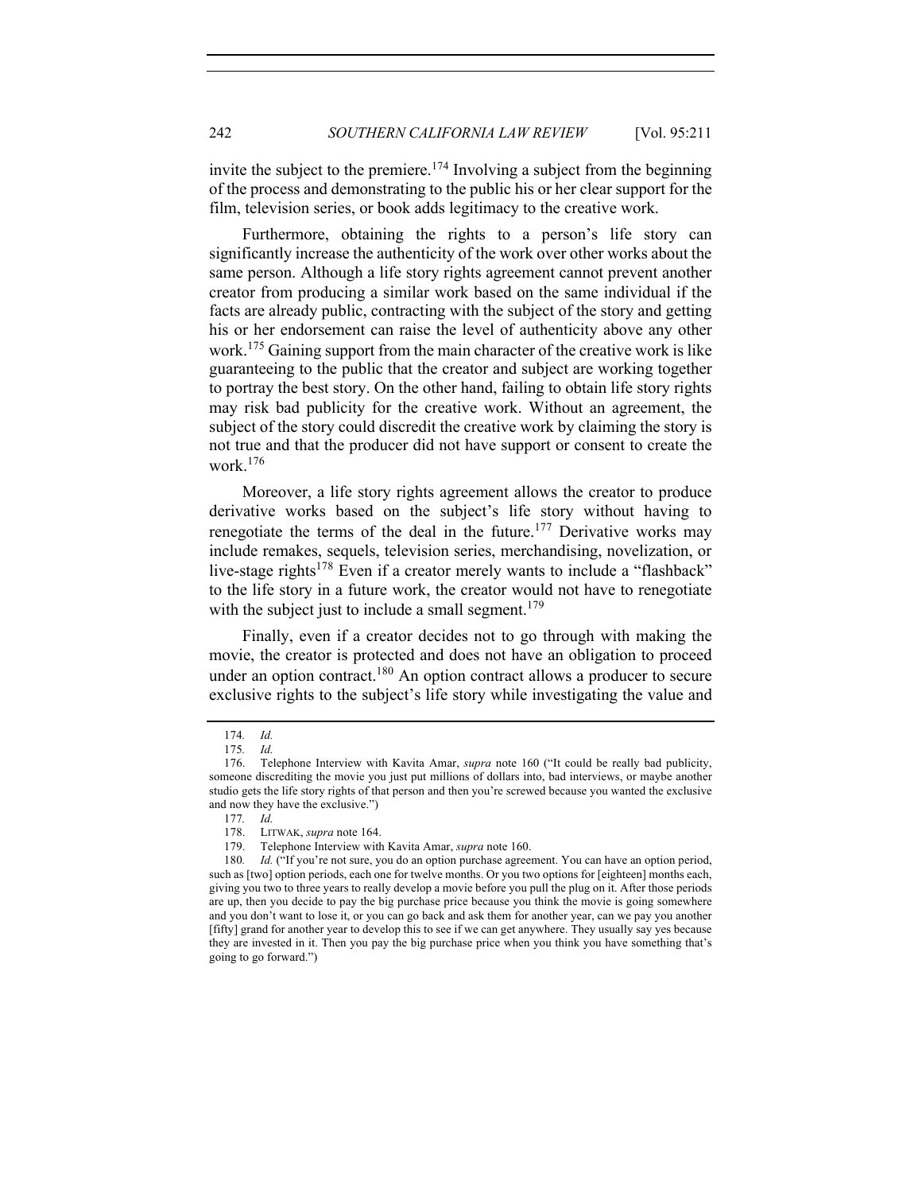invite the subject to the premiere.[174] Involving a subject from the beginning of the process and demonstrating to the public his or her clear support for the film, television series, or book adds legitimacy to the creative work.

Furthermore, obtaining the rights to a person's life story can significantly increase the authenticity of the work over other works about the same person. Although a life story rights agreement cannot prevent another creator from producing a similar work based on the same individual if the facts are already public, contracting with the subject of the story and getting his or her endorsement can raise the level of authenticity above any other work.[175] Gaining support from the main character of the creative work is like guaranteeing to the public that the creator and subject are working together to portray the best story. On the other hand, failing to obtain life story rights may risk bad publicity for the creative work. Without an agreement, the subject of the story could discredit the creative work by claiming the story is not true and that the producer did not have support or consent to create the work.[176]

Moreover, a life story rights agreement allows the creator to produce derivative works based on the subject's life story without having to renegotiate the terms of the deal in the future.[177] Derivative works may include remakes, sequels, television series, merchandising, novelization, or live-stage rights[178] Even if a creator merely wants to include a "flashback" to the life story in a future work, the creator would not have to renegotiate with the subject just to include a small segment.[179]

Finally, even if a creator decides not to go through with making the movie, the creator is protected and does not have an obligation to proceed under an option contract.[180] An option contract allows a producer to secure exclusive rights to the subject's life story while investigating the value and

---

174. *Id.*

175. *Id.*

176. Telephone Interview with Kavita Amar, *supra* note 160 ("It could be really bad publicity, someone discrediting the movie you just put millions of dollars into, bad interviews, or maybe another studio gets the life story rights of that person and then you're screwed because you wanted the exclusive and now they have the exclusive.")

177. *Id.*

178. LITWAK, *supra* note 164.

179. Telephone Interview with Kavita Amar, *supra* note 160.

180. *Id.* ("If you're not sure, you do an option purchase agreement. You can have an option period, such as [two] option periods, each one for twelve months. Or you two options for [eighteen] months each, giving you two to three years to really develop a movie before you pull the plug on it. After those periods are up, then you decide to pay the big purchase price because you think the movie is going somewhere and you don't want to lose it, or you can go back and ask them for another year, can we pay you another [fifty] grand for another year to develop this to see if we can get anywhere. They usually say yes because they are invested in it. Then you pay the big purchase price when you think you have something that's going to go forward.")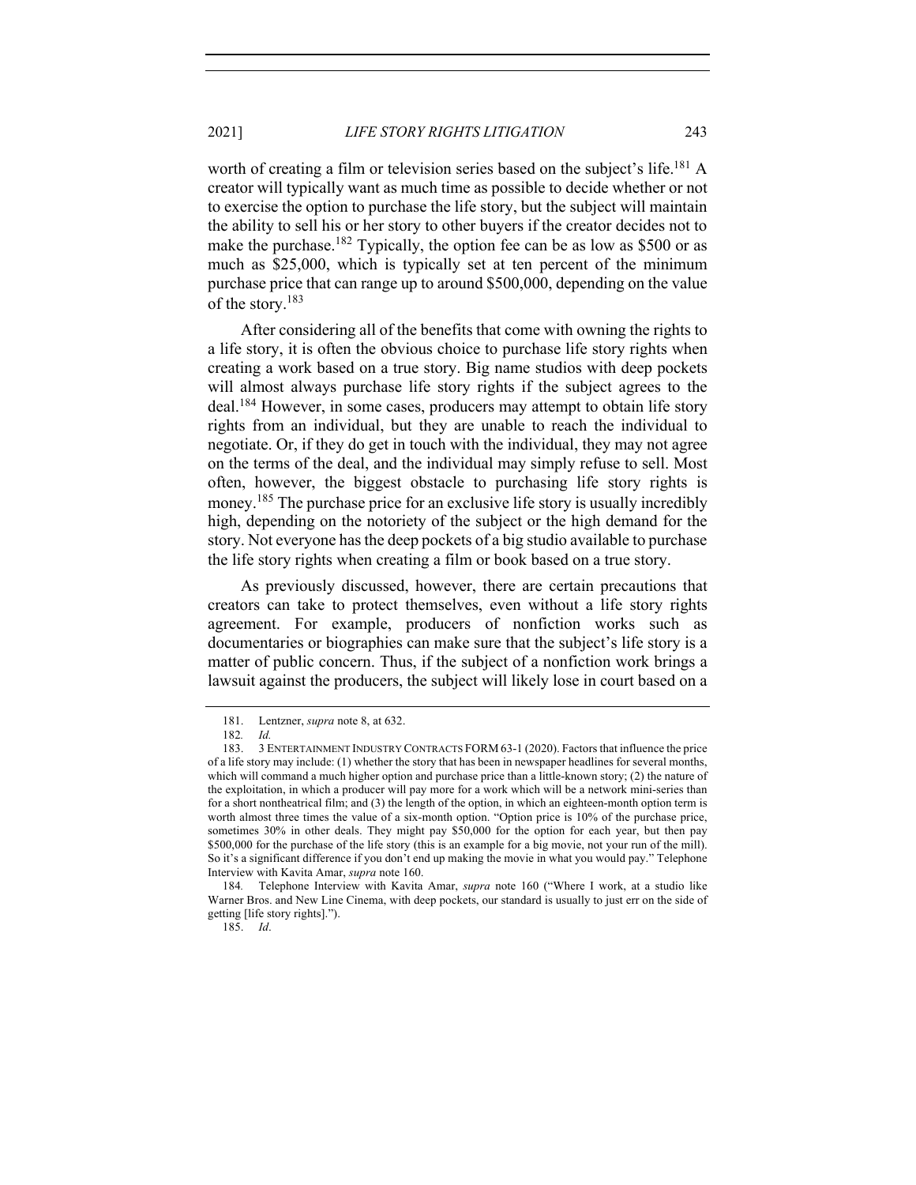worth of creating a film or television series based on the subject's life.[181] A creator will typically want as much time as possible to decide whether or not to exercise the option to purchase the life story, but the subject will maintain the ability to sell his or her story to other buyers if the creator decides not to make the purchase.[182] Typically, the option fee can be as low as $500 or as much as $25,000, which is typically set at ten percent of the minimum purchase price that can range up to around $500,000, depending on the value of the story.[183]

After considering all of the benefits that come with owning the rights to a life story, it is often the obvious choice to purchase life story rights when creating a work based on a true story. Big name studios with deep pockets will almost always purchase life story rights if the subject agrees to the deal.[184] However, in some cases, producers may attempt to obtain life story rights from an individual, but they are unable to reach the individual to negotiate. Or, if they do get in touch with the individual, they may not agree on the terms of the deal, and the individual may simply refuse to sell. Most often, however, the biggest obstacle to purchasing life story rights is money.[185] The purchase price for an exclusive life story is usually incredibly high, depending on the notoriety of the subject or the high demand for the story. Not everyone has the deep pockets of a big studio available to purchase the life story rights when creating a film or book based on a true story.

As previously discussed, however, there are certain precautions that creators can take to protect themselves, even without a life story rights agreement. For example, producers of nonfiction works such as documentaries or biographies can make sure that the subject's life story is a matter of public concern. Thus, if the subject of a nonfiction work brings a lawsuit against the producers, the subject will likely lose in court based on a

---

181. Lentzner, *supra* note 8, at 632.

182. *Id.*

183. 3 ENTERTAINMENT INDUSTRY CONTRACTS FORM 63-1 (2020). Factors that influence the price of a life story may include: (1) whether the story that has been in newspaper headlines for several months, which will command a much higher option and purchase price than a little-known story; (2) the nature of the exploitation, in which a producer will pay more for a work which will be a network mini-series than for a short nontheatrical film; and (3) the length of the option, in which an eighteen-month option term is worth almost three times the value of a six-month option. "Option price is 10% of the purchase price, sometimes 30% in other deals. They might pay $50,000 for the option for each year, but then pay $500,000 for the purchase of the life story (this is an example for a big movie, not your run of the mill). So it's a significant difference if you don't end up making the movie in what you would pay." Telephone Interview with Kavita Amar, *supra* note 160.

184. Telephone Interview with Kavita Amar, *supra* note 160 ("Where I work, at a studio like Warner Bros. and New Line Cinema, with deep pockets, our standard is usually to just err on the side of getting [life story rights].").

185. *Id*.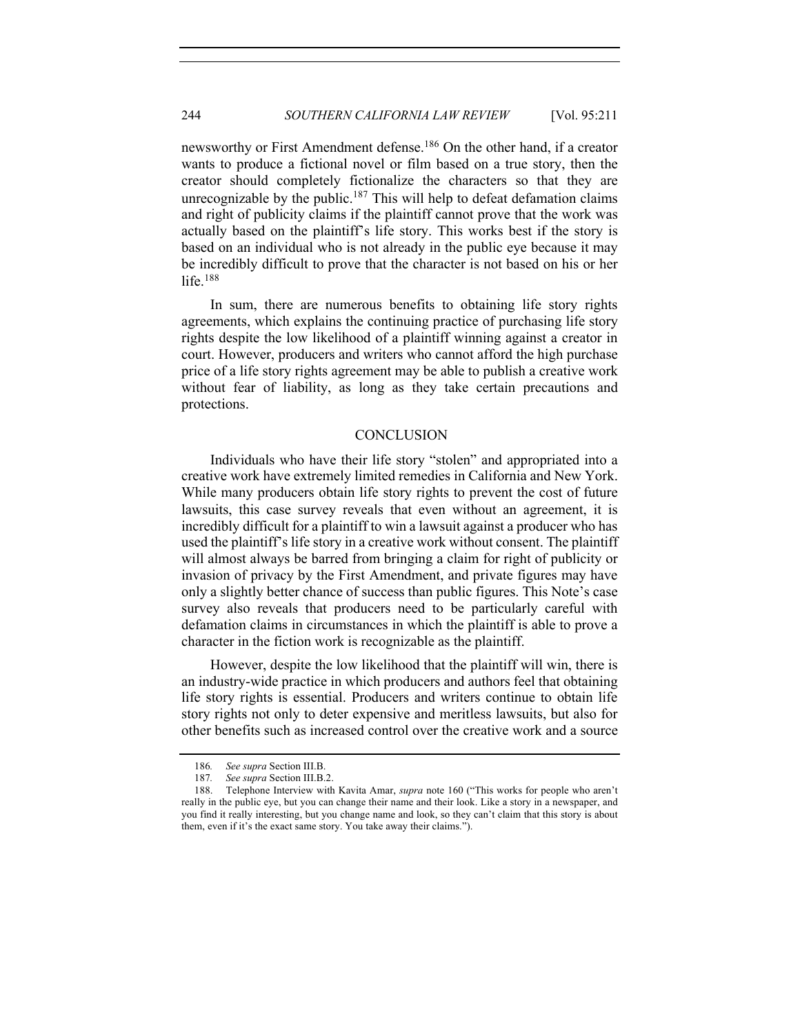newsworthy or First Amendment defense.[186] On the other hand, if a creator wants to produce a fictional novel or film based on a true story, then the creator should completely fictionalize the characters so that they are unrecognizable by the public.[187] This will help to defeat defamation claims and right of publicity claims if the plaintiff cannot prove that the work was actually based on the plaintiff's life story. This works best if the story is based on an individual who is not already in the public eye because it may be incredibly difficult to prove that the character is not based on his or her life.[188]

In sum, there are numerous benefits to obtaining life story rights agreements, which explains the continuing practice of purchasing life story rights despite the low likelihood of a plaintiff winning against a creator in court. However, producers and writers who cannot afford the high purchase price of a life story rights agreement may be able to publish a creative work without fear of liability, as long as they take certain precautions and protections.

## CONCLUSION

Individuals who have their life story "stolen" and appropriated into a creative work have extremely limited remedies in California and New York. While many producers obtain life story rights to prevent the cost of future lawsuits, this case survey reveals that even without an agreement, it is incredibly difficult for a plaintiff to win a lawsuit against a producer who has used the plaintiff's life story in a creative work without consent. The plaintiff will almost always be barred from bringing a claim for right of publicity or invasion of privacy by the First Amendment, and private figures may have only a slightly better chance of success than public figures. This Note's case survey also reveals that producers need to be particularly careful with defamation claims in circumstances in which the plaintiff is able to prove a character in the fiction work is recognizable as the plaintiff.

However, despite the low likelihood that the plaintiff will win, there is an industry-wide practice in which producers and authors feel that obtaining life story rights is essential. Producers and writers continue to obtain life story rights not only to deter expensive and meritless lawsuits, but also for other benefits such as increased control over the creative work and a source

---

186. *See supra* Section III.B.

187. *See supra* Section III.B.2.

188. Telephone Interview with Kavita Amar, *supra* note 160 ("This works for people who aren't really in the public eye, but you can change their name and their look. Like a story in a newspaper, and you find it really interesting, but you change name and look, so they can't claim that this story is about them, even if it's the exact same story. You take away their claims.").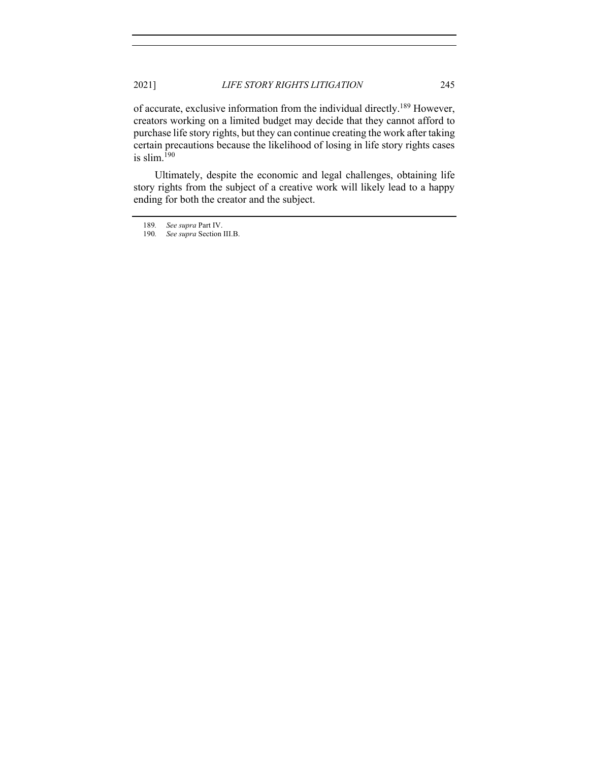of accurate, exclusive information from the individual directly.[189] However, creators working on a limited budget may decide that they cannot afford to purchase life story rights, but they can continue creating the work after taking certain precautions because the likelihood of losing in life story rights cases is slim.[190]

Ultimately, despite the economic and legal challenges, obtaining life story rights from the subject of a creative work will likely lead to a happy ending for both the creator and the subject.

---

189. *See supra* Part IV.

190. *See supra* Section III.B.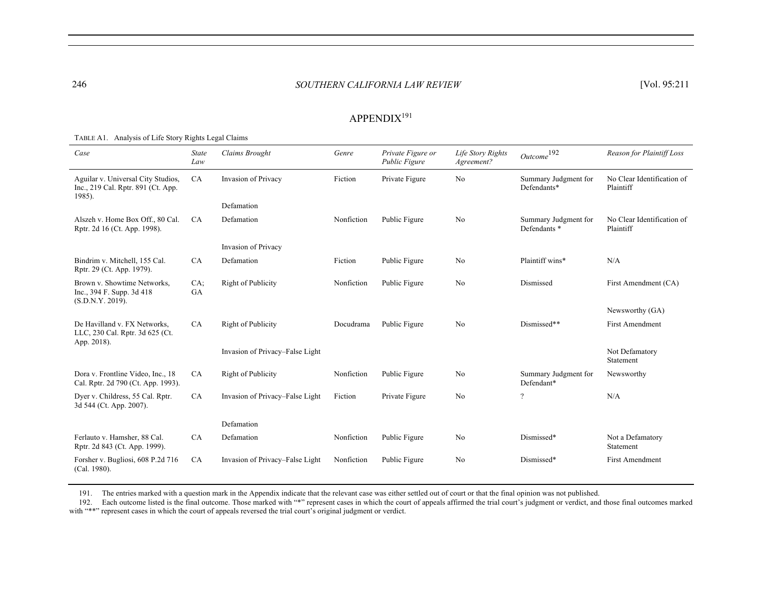## APPENDIX[191]

TABLE A1. Analysis of Life Story Rights Legal Claims

| *Case* | *State Law* | *Claims Brought* | *Genre* | *Private Figure or Public Figure* | *Life Story Rights Agreement?* | *Outcome*[192] | *Reason for Plaintiff Loss* |
|---|---|---|---|---|---|---|---|
| Aguilar v. Universal City Studios, Inc., 219 Cal. Rptr. 891 (Ct. App. 1985). | CA | Invasion of Privacy | Fiction | Private Figure | No | Summary Judgment for Defendants* | No Clear Identification of Plaintiff |
| | | Defamation | | | | | |
| Alszeh v. Home Box Off., 80 Cal. Rptr. 2d 16 (Ct. App. 1998). | CA | Defamation | Nonfiction | Public Figure | No | Summary Judgment for Defendants * | No Clear Identification of Plaintiff |
| | | Invasion of Privacy | | | | | |
| Bindrim v. Mitchell, 155 Cal. Rptr. 29 (Ct. App. 1979). | CA | Defamation | Fiction | Public Figure | No | Plaintiff wins* | N/A |
| Brown v. Showtime Networks, Inc., 394 F. Supp. 3d 418 (S.D.N.Y. 2019). | CA; GA | Right of Publicity | Nonfiction | Public Figure | No | Dismissed | First Amendment (CA) |
| | | | | | | | Newsworthy (GA) |
| De Havilland v. FX Networks, LLC, 230 Cal. Rptr. 3d 625 (Ct. App. 2018). | CA | Right of Publicity | Docudrama | Public Figure | No | Dismissed** | First Amendment |
| | | Invasion of Privacy–False Light | | | | | Not Defamatory Statement |
| Dora v. Frontline Video, Inc., 18 Cal. Rptr. 2d 790 (Ct. App. 1993). | CA | Right of Publicity | Nonfiction | Public Figure | No | Summary Judgment for Defendant* | Newsworthy |
| Dyer v. Childress, 55 Cal. Rptr. 3d 544 (Ct. App. 2007). | CA | Invasion of Privacy–False Light | Fiction | Private Figure | No | ? | N/A |
| | | Defamation | | | | | |
| Ferlauto v. Hamsher, 88 Cal. Rptr. 2d 843 (Ct. App. 1999). | CA | Defamation | Nonfiction | Public Figure | No | Dismissed* | Not a Defamatory Statement |
| Forsher v. Bugliosi, 608 P.2d 716 (Cal. 1980). | CA | Invasion of Privacy–False Light | Nonfiction | Public Figure | No | Dismissed* | First Amendment |

191. The entries marked with a question mark in the Appendix indicate that the relevant case was either settled out of court or that the final opinion was not published.

192. Each outcome listed is the final outcome. Those marked with "*" represent cases in which the court of appeals affirmed the trial court's judgment or verdict, and those final outcomes marked with "**" represent cases in which the court of appeals reversed the trial court's original judgment or verdict.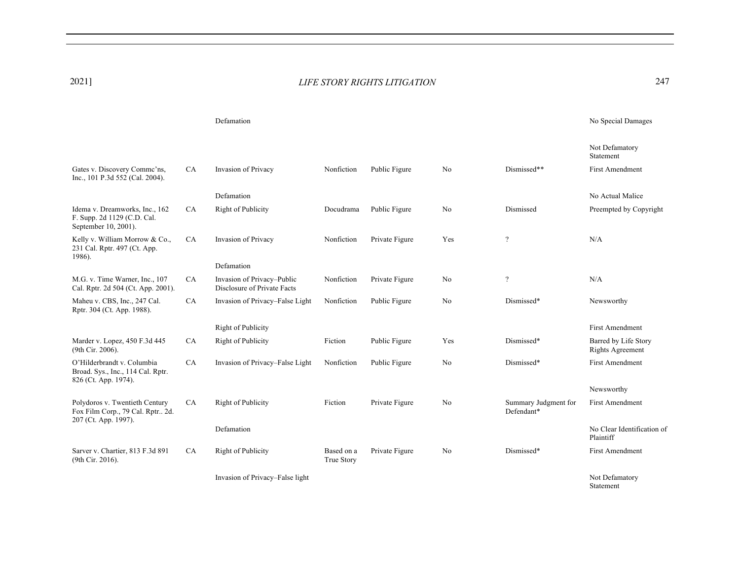| | | Defamation | | | | | No Special Damages |
|---|---|---|---|---|---|---|---|
| | | | | | | | Not Defamatory Statement |
| Gates v. Discovery Commc'ns, Inc., 101 P.3d 552 (Cal. 2004). | CA | Invasion of Privacy | Nonfiction | Public Figure | No | Dismissed** | First Amendment |
| | | Defamation | | | | | No Actual Malice |
| Idema v. Dreamworks, Inc., 162 F. Supp. 2d 1129 (C.D. Cal. September 10, 2001). | CA | Right of Publicity | Docudrama | Public Figure | No | Dismissed | Preempted by Copyright |
| Kelly v. William Morrow & Co., 231 Cal. Rptr. 497 (Ct. App. 1986). | CA | Invasion of Privacy | Nonfiction | Private Figure | Yes | ? | N/A |
| | | Defamation | | | | | |
| M.G. v. Time Warner, Inc., 107 Cal. Rptr. 2d 504 (Ct. App. 2001). | CA | Invasion of Privacy–Public Disclosure of Private Facts | Nonfiction | Private Figure | No | ? | N/A |
| Maheu v. CBS, Inc., 247 Cal. Rptr. 304 (Ct. App. 1988). | CA | Invasion of Privacy–False Light | Nonfiction | Public Figure | No | Dismissed* | Newsworthy |
| | | Right of Publicity | | | | | First Amendment |
| Marder v. Lopez, 450 F.3d 445 (9th Cir. 2006). | CA | Right of Publicity | Fiction | Public Figure | Yes | Dismissed* | Barred by Life Story Rights Agreement |
| O'Hilderbrandt v. Columbia Broad. Sys., Inc., 114 Cal. Rptr. 826 (Ct. App. 1974). | CA | Invasion of Privacy–False Light | Nonfiction | Public Figure | No | Dismissed* | First Amendment |
| | | | | | | | Newsworthy |
| Polydoros v. Twentieth Century Fox Film Corp., 79 Cal. Rptr.. 2d. 207 (Ct. App. 1997). | CA | Right of Publicity | Fiction | Private Figure | No | Summary Judgment for Defendant* | First Amendment |
| | | Defamation | | | | | No Clear Identification of Plaintiff |
| Sarver v. Chartier, 813 F.3d 891 (9th Cir. 2016). | CA | Right of Publicity | Based on a True Story | Private Figure | No | Dismissed* | First Amendment |
| | | Invasion of Privacy–False light | | | | | Not Defamatory Statement |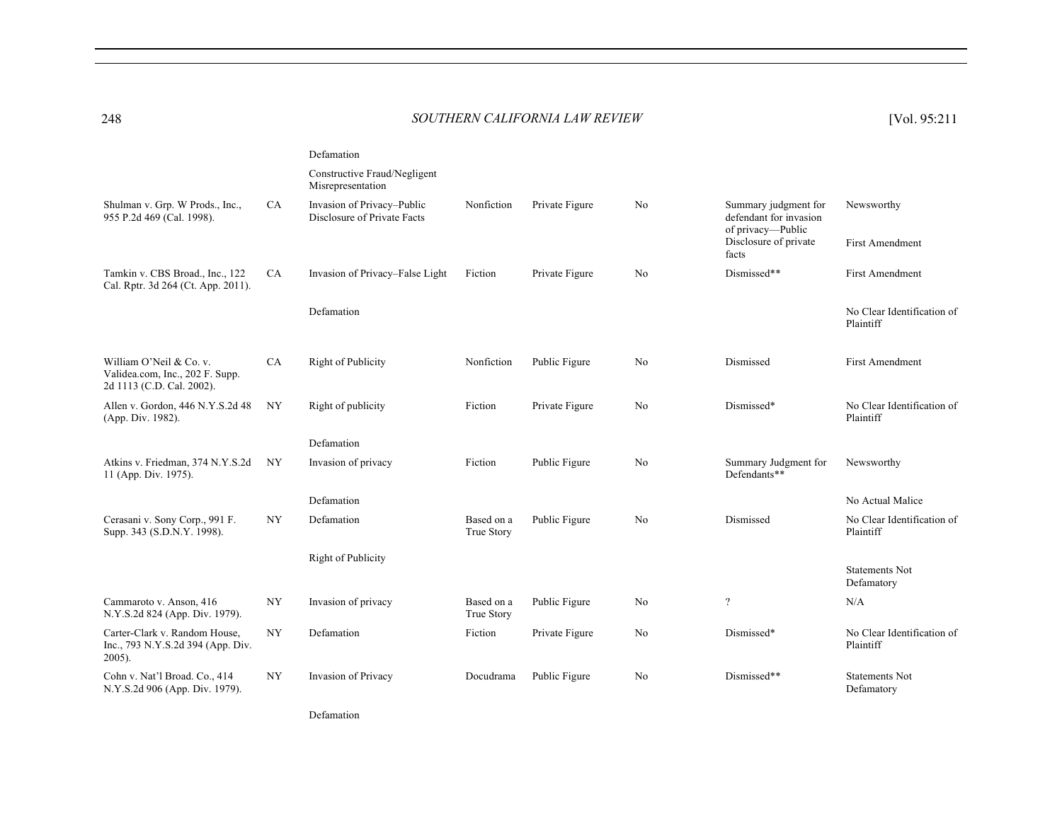| | | | | | | | |
|---|---|---|---|---|---|---|---|
| | | Defamation | | | | | |
| | | Constructive Fraud/Negligent Misrepresentation | | | | | |
| Shulman v. Grp. W Prods., Inc., 955 P.2d 469 (Cal. 1998). | CA | Invasion of Privacy–Public Disclosure of Private Facts | Nonfiction | Private Figure | No | Summary judgment for defendant for invasion of privacy—Public Disclosure of private facts | Newsworthy<br><br>First Amendment |
| Tamkin v. CBS Broad., Inc., 122 Cal. Rptr. 3d 264 (Ct. App. 2011). | CA | Invasion of Privacy–False Light | Fiction | Private Figure | No | Dismissed** | First Amendment |
| | | Defamation | | | | | No Clear Identification of Plaintiff |
| William O'Neil & Co. v. Validea.com, Inc., 202 F. Supp. 2d 1113 (C.D. Cal. 2002). | CA | Right of Publicity | Nonfiction | Public Figure | No | Dismissed | First Amendment |
| Allen v. Gordon, 446 N.Y.S.2d 48 (App. Div. 1982). | NY | Right of publicity | Fiction | Private Figure | No | Dismissed* | No Clear Identification of Plaintiff |
| | | Defamation | | | | | |
| Atkins v. Friedman, 374 N.Y.S.2d 11 (App. Div. 1975). | NY | Invasion of privacy | Fiction | Public Figure | No | Summary Judgment for Defendants** | Newsworthy |
| | | Defamation | | | | | No Actual Malice |
| Cerasani v. Sony Corp., 991 F. Supp. 343 (S.D.N.Y. 1998). | NY | Defamation | Based on a True Story | Public Figure | No | Dismissed | No Clear Identification of Plaintiff |
| | | Right of Publicity | | | | | Statements Not Defamatory |
| Cammaroto v. Anson, 416 N.Y.S.2d 824 (App. Div. 1979). | NY | Invasion of privacy | Based on a True Story | Public Figure | No | ? | N/A |
| Carter-Clark v. Random House, Inc., 793 N.Y.S.2d 394 (App. Div. 2005). | NY | Defamation | Fiction | Private Figure | No | Dismissed* | No Clear Identification of Plaintiff |
| Cohn v. Nat'l Broad. Co., 414 N.Y.S.2d 906 (App. Div. 1979). | NY | Invasion of Privacy | Docudrama | Public Figure | No | Dismissed** | Statements Not Defamatory |
| | | Defamation | | | | | |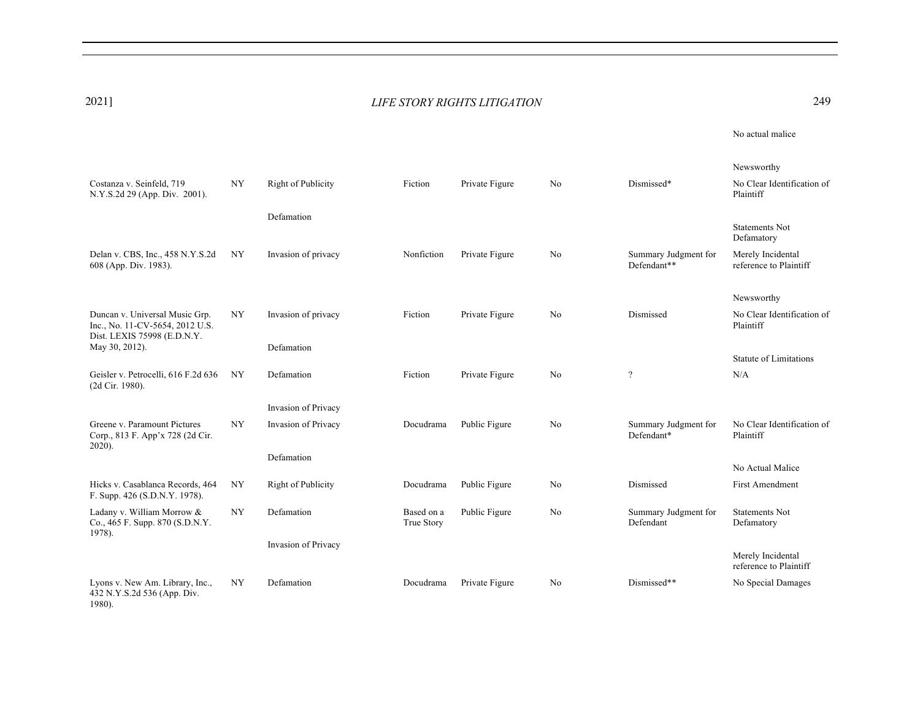| | | | | | | | No actual malice |
|---|---|---|---|---|---|---|---|
| | | | | | | | Newsworthy |
| Costanza v. Seinfeld, 719 N.Y.S.2d 29 (App. Div. 2001). | NY | Right of Publicity | Fiction | Private Figure | No | Dismissed* | No Clear Identification of Plaintiff |
| | | Defamation | | | | | Statements Not Defamatory |
| Delan v. CBS, Inc., 458 N.Y.S.2d 608 (App. Div. 1983). | NY | Invasion of privacy | Nonfiction | Private Figure | No | Summary Judgment for Defendant** | Merely Incidental reference to Plaintiff |
| | | | | | | | Newsworthy |
| Duncan v. Universal Music Grp. Inc., No. 11-CV-5654, 2012 U.S. Dist. LEXIS 75998 (E.D.N.Y. May 30, 2012). | NY | Invasion of privacy | Fiction | Private Figure | No | Dismissed | No Clear Identification of Plaintiff |
| | | Defamation | | | | | Statute of Limitations |
| Geisler v. Petrocelli, 616 F.2d 636 (2d Cir. 1980). | NY | Defamation | Fiction | Private Figure | No | ? | N/A |
| | | Invasion of Privacy | | | | | |
| Greene v. Paramount Pictures Corp., 813 F. App'x 728 (2d Cir. 2020). | NY | Invasion of Privacy | Docudrama | Public Figure | No | Summary Judgment for Defendant* | No Clear Identification of Plaintiff |
| | | Defamation | | | | | No Actual Malice |
| Hicks v. Casablanca Records, 464 F. Supp. 426 (S.D.N.Y. 1978). | NY | Right of Publicity | Docudrama | Public Figure | No | Dismissed | First Amendment |
| Ladany v. William Morrow & Co., 465 F. Supp. 870 (S.D.N.Y. 1978). | NY | Defamation | Based on a True Story | Public Figure | No | Summary Judgment for Defendant | Statements Not Defamatory |
| | | Invasion of Privacy | | | | | Merely Incidental reference to Plaintiff |
| Lyons v. New Am. Library, Inc., 432 N.Y.S.2d 536 (App. Div. 1980). | NY | Defamation | Docudrama | Private Figure | No | Dismissed** | No Special Damages |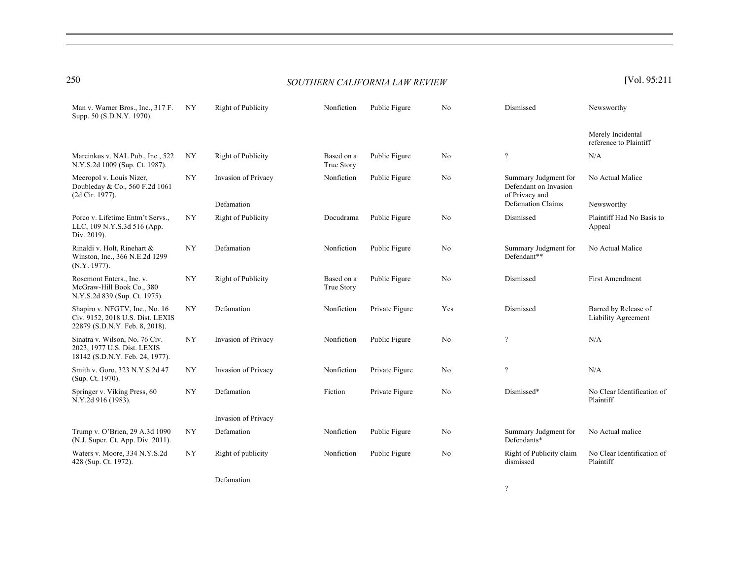| | | | | | | | |
|---|---|---|---|---|---|---|---|
| Man v. Warner Bros., Inc., 317 F. Supp. 50 (S.D.N.Y. 1970). | NY | Right of Publicity | Nonfiction | Public Figure | No | Dismissed | Newsworthy |
| | | | | | | | Merely Incidental reference to Plaintiff |
| Marcinkus v. NAL Pub., Inc., 522 N.Y.S.2d 1009 (Sup. Ct. 1987). | NY | Right of Publicity | Based on a True Story | Public Figure | No | ? | N/A |
| Meeropol v. Louis Nizer, Doubleday & Co., 560 F.2d 1061 (2d Cir. 1977). | NY | Invasion of Privacy | Nonfiction | Public Figure | No | Summary Judgment for Defendant on Invasion of Privacy and | No Actual Malice |
| | | Defamation | | | | Defamation Claims | Newsworthy |
| Porco v. Lifetime Entm't Servs., LLC, 109 N.Y.S.3d 516 (App. Div. 2019). | NY | Right of Publicity | Docudrama | Public Figure | No | Dismissed | Plaintiff Had No Basis to Appeal |
| Rinaldi v. Holt, Rinehart & Winston, Inc., 366 N.E.2d 1299 (N.Y. 1977). | NY | Defamation | Nonfiction | Public Figure | No | Summary Judgment for Defendant** | No Actual Malice |
| Rosemont Enters., Inc. v. McGraw-Hill Book Co., 380 N.Y.S.2d 839 (Sup. Ct. 1975). | NY | Right of Publicity | Based on a True Story | Public Figure | No | Dismissed | First Amendment |
| Shapiro v. NFGTV, Inc., No. 16 Civ. 9152, 2018 U.S. Dist. LEXIS 22879 (S.D.N.Y. Feb. 8, 2018). | NY | Defamation | Nonfiction | Private Figure | Yes | Dismissed | Barred by Release of Liability Agreement |
| Sinatra v. Wilson, No. 76 Civ. 2023, 1977 U.S. Dist. LEXIS 18142 (S.D.N.Y. Feb. 24, 1977). | NY | Invasion of Privacy | Nonfiction | Public Figure | No | ? | N/A |
| Smith v. Goro, 323 N.Y.S.2d 47 (Sup. Ct. 1970). | NY | Invasion of Privacy | Nonfiction | Private Figure | No | ? | N/A |
| Springer v. Viking Press, 60 N.Y.2d 916 (1983). | NY | Defamation | Fiction | Private Figure | No | Dismissed* | No Clear Identification of Plaintiff |
| | | Invasion of Privacy | | | | | |
| Trump v. O'Brien, 29 A.3d 1090 (N.J. Super. Ct. App. Div. 2011). | NY | Defamation | Nonfiction | Public Figure | No | Summary Judgment for Defendants* | No Actual malice |
| Waters v. Moore, 334 N.Y.S.2d 428 (Sup. Ct. 1972). | NY | Right of publicity | Nonfiction | Public Figure | No | Right of Publicity claim dismissed | No Clear Identification of Plaintiff |
| | | Defamation | | | | ? | |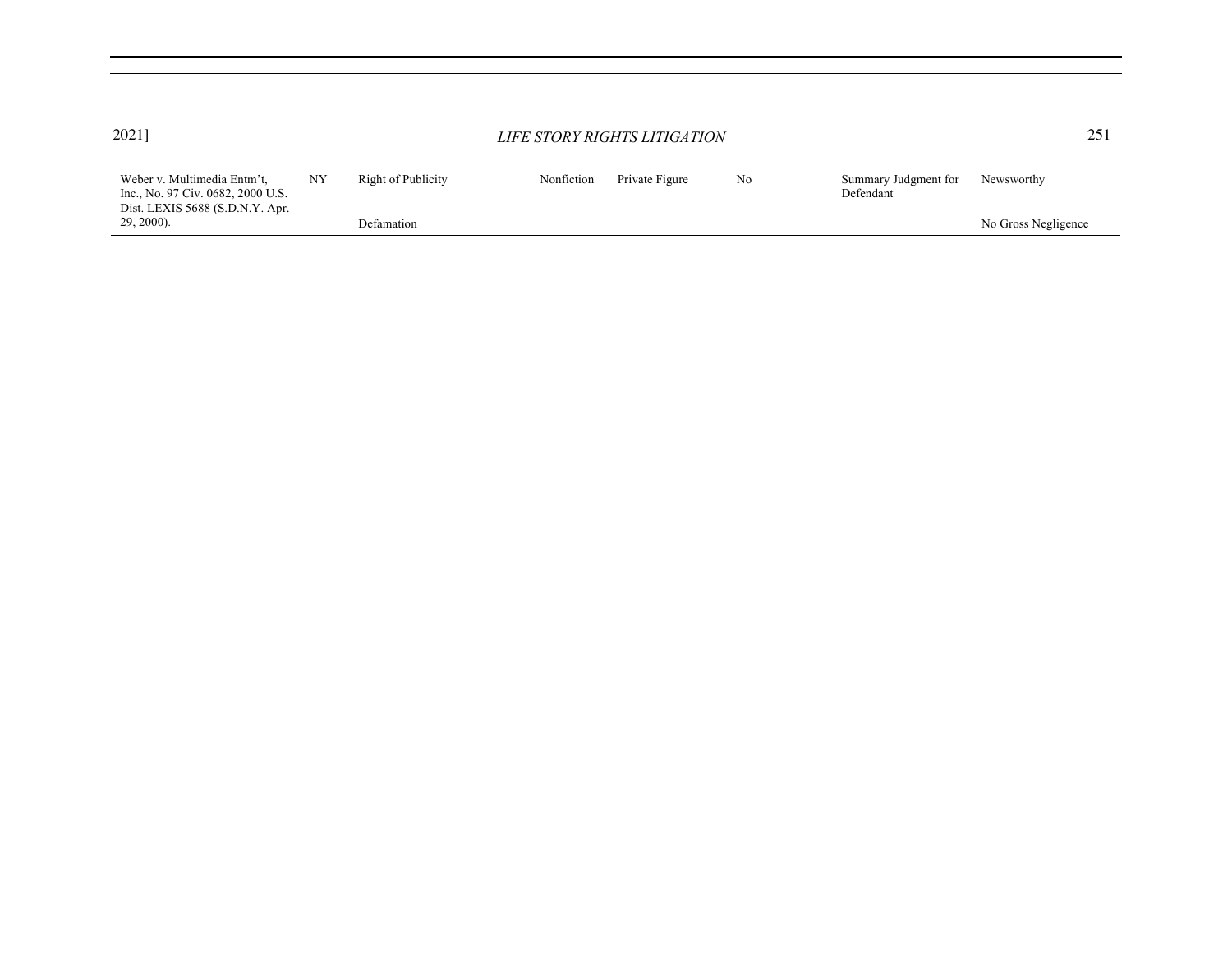| | | | | | | | |
|---|---|---|---|---|---|---|---|
| Weber v. Multimedia Entm't, Inc., No. 97 Civ. 0682, 2000 U.S. Dist. LEXIS 5688 (S.D.N.Y. Apr. 29, 2000). | NY | Right of Publicity<br><br>Defamation | Nonfiction | Private Figure | No | Summary Judgment for Defendant | Newsworthy<br><br>No Gross Negligence |